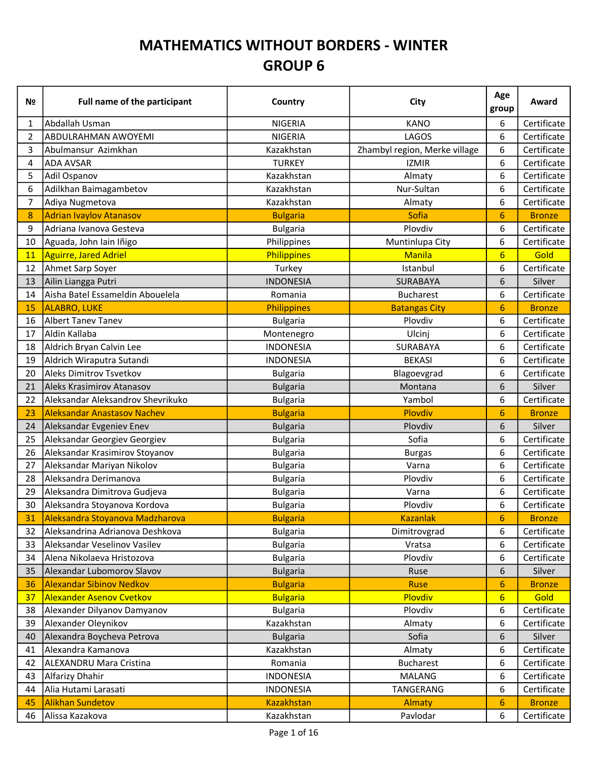# MATHEMATICS WITHOUT BORDERS - WINTER
# GROUP 6

| № | Full name of the participant | Country | City | Age group | Award |
|---|---|---|---|---|---|
| 1 | Abdallah Usman | NIGERIA | KANO | 6 | Certificate |
| 2 | ABDULRAHMAN AWOYEMI | NIGERIA | LAGOS | 6 | Certificate |
| 3 | Abulmansur  Azimkhan | Kazakhstan | Zhambyl region, Merke village | 6 | Certificate |
| 4 | ADA AVSAR | TURKEY | IZMIR | 6 | Certificate |
| 5 | Adil Ospanov | Kazakhstan | Almaty | 6 | Certificate |
| 6 | Adilkhan Baimagambetov | Kazakhstan | Nur-Sultan | 6 | Certificate |
| 7 | Adiya Nugmetova | Kazakhstan | Almaty | 6 | Certificate |
| 8 | Adrian Ivaylov Atanasov | Bulgaria | Sofia | 6 | Bronze |
| 9 | Adriana Ivanova Gesteva | Bulgaria | Plovdiv | 6 | Certificate |
| 10 | Aguada, John Iain Iñigo | Philippines | Muntinlupa City | 6 | Certificate |
| 11 | Aguirre, Jared Adriel | Philippines | Manila | 6 | Gold |
| 12 | Ahmet Sarp Soyer | Turkey | Istanbul | 6 | Certificate |
| 13 | Ailin Liangga Putri | INDONESIA | SURABAYA | 6 | Silver |
| 14 | Aisha Batel Essameldin Abouelela | Romania | Bucharest | 6 | Certificate |
| 15 | ALABRO, LUKE | Philippines | Batangas City | 6 | Bronze |
| 16 | Albert Tanev Tanev | Bulgaria | Plovdiv | 6 | Certificate |
| 17 | Aldin Kallaba | Montenegro | Ulcinj | 6 | Certificate |
| 18 | Aldrich Bryan Calvin Lee | INDONESIA | SURABAYA | 6 | Certificate |
| 19 | Aldrich Wiraputra Sutandi | INDONESIA | BEKASI | 6 | Certificate |
| 20 | Aleks Dimitrov Tsvetkov | Bulgaria | Blagoevgrad | 6 | Certificate |
| 21 | Aleks Krasimirov Atanasov | Bulgaria | Montana | 6 | Silver |
| 22 | Aleksandar Aleksandrov Shevrikuko | Bulgaria | Yambol | 6 | Certificate |
| 23 | Aleksandar Anastasov Nachev | Bulgaria | Plovdiv | 6 | Bronze |
| 24 | Aleksandar Evgeniev Enev | Bulgaria | Plovdiv | 6 | Silver |
| 25 | Aleksandar Georgiev Georgiev | Bulgaria | Sofia | 6 | Certificate |
| 26 | Aleksandar Krasimirov Stoyanov | Bulgaria | Burgas | 6 | Certificate |
| 27 | Aleksandar Mariyan Nikolov | Bulgaria | Varna | 6 | Certificate |
| 28 | Aleksandra Derimanova | Bulgaria | Plovdiv | 6 | Certificate |
| 29 | Aleksandra Dimitrova Gudjeva | Bulgaria | Varna | 6 | Certificate |
| 30 | Aleksandra Stoyanova Kordova | Bulgaria | Plovdiv | 6 | Certificate |
| 31 | Aleksandra Stoyanova Madzharova | Bulgaria | Kazanlak | 6 | Bronze |
| 32 | Aleksandrina Adrianova Deshkova | Bulgaria | Dimitrovgrad | 6 | Certificate |
| 33 | Aleksandar Veselinov Vasilev | Bulgaria | Vratsa | 6 | Certificate |
| 34 | Alena Nikolaeva Hristozova | Bulgaria | Plovdiv | 6 | Certificate |
| 35 | Alexandar Lubomorov Slavov | Bulgaria | Ruse | 6 | Silver |
| 36 | Alexandar Sibinov Nedkov | Bulgaria | Ruse | 6 | Bronze |
| 37 | Alexander Asenov Cvetkov | Bulgaria | Plovdiv | 6 | Gold |
| 38 | Alexander Dilyanov Damyanov | Bulgaria | Plovdiv | 6 | Certificate |
| 39 | Alexander Oleynikov | Kazakhstan | Almaty | 6 | Certificate |
| 40 | Alexandra Boycheva Petrova | Bulgaria | Sofia | 6 | Silver |
| 41 | Alexandra Kamanova | Kazakhstan | Almaty | 6 | Certificate |
| 42 | ALEXANDRU Mara Cristina | Romania | Bucharest | 6 | Certificate |
| 43 | Alfarizy Dhahir | INDONESIA | MALANG | 6 | Certificate |
| 44 | Alia Hutami Larasati | INDONESIA | TANGERANG | 6 | Certificate |
| 45 | Alikhan Sundetov | Kazakhstan | Almaty | 6 | Bronze |
| 46 | Alissa Kazakova | Kazakhstan | Pavlodar | 6 | Certificate |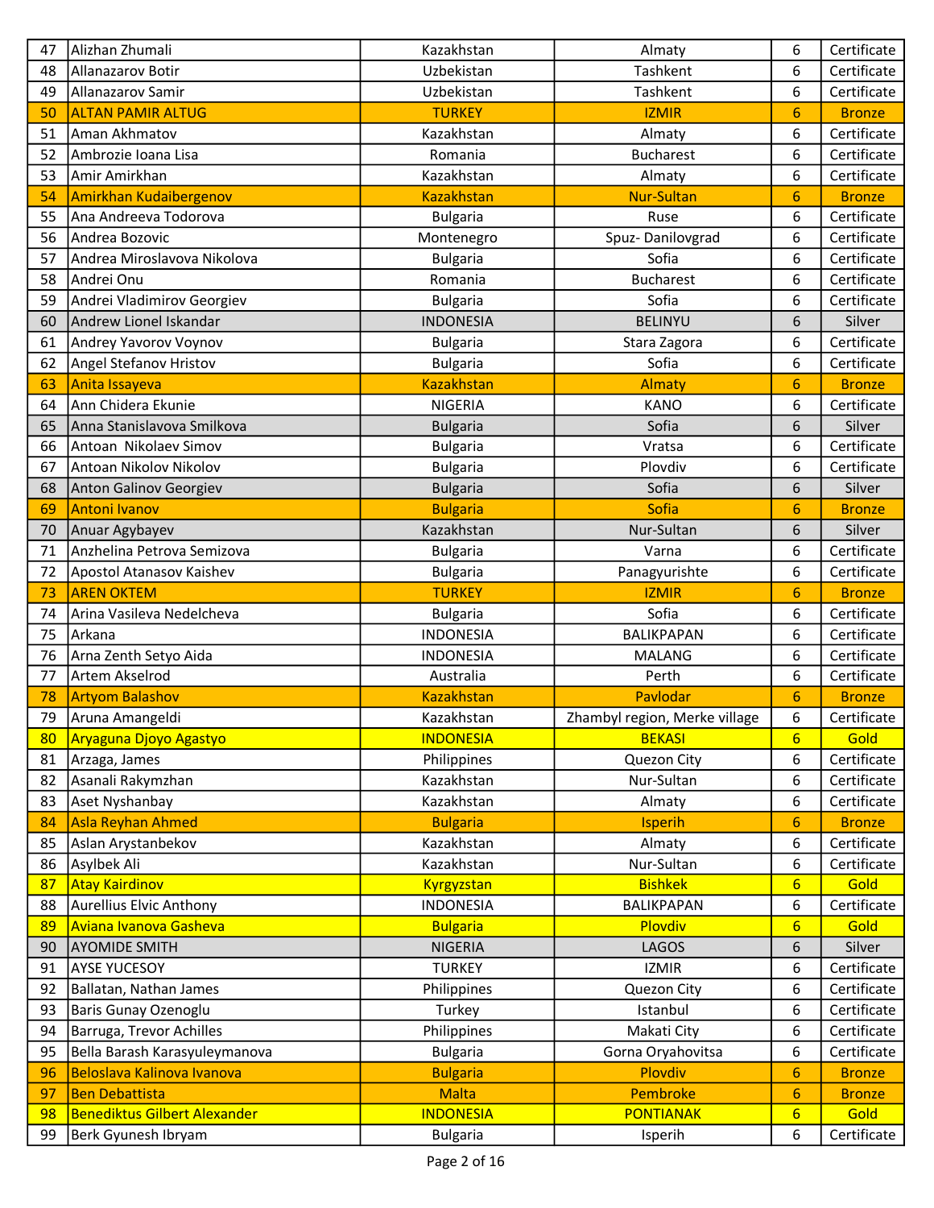| 47 | Alizhan Zhumali | Kazakhstan | Almaty | 6 | Certificate |
|---|---|---|---|---|---|
| 48 | Allanazarov Botir | Uzbekistan | Tashkent | 6 | Certificate |
| 49 | Allanazarov Samir | Uzbekistan | Tashkent | 6 | Certificate |
| 50 | ALTAN PAMIR ALTUG | TURKEY | IZMIR | 6 | Bronze |
| 51 | Aman Akhmatov | Kazakhstan | Almaty | 6 | Certificate |
| 52 | Ambrozie Ioana Lisa | Romania | Bucharest | 6 | Certificate |
| 53 | Amir Amirkhan | Kazakhstan | Almaty | 6 | Certificate |
| 54 | Amirkhan Kudaibergenov | Kazakhstan | Nur-Sultan | 6 | Bronze |
| 55 | Ana Andreeva Todorova | Bulgaria | Ruse | 6 | Certificate |
| 56 | Andrea Bozovic | Montenegro | Spuz- Danilovgrad | 6 | Certificate |
| 57 | Andrea Miroslavova Nikolova | Bulgaria | Sofia | 6 | Certificate |
| 58 | Andrei Onu | Romania | Bucharest | 6 | Certificate |
| 59 | Andrei Vladimirov Georgiev | Bulgaria | Sofia | 6 | Certificate |
| 60 | Andrew Lionel Iskandar | INDONESIA | BELINYU | 6 | Silver |
| 61 | Andrey Yavorov Voynov | Bulgaria | Stara Zagora | 6 | Certificate |
| 62 | Angel Stefanov Hristov | Bulgaria | Sofia | 6 | Certificate |
| 63 | Anita Issayeva | Kazakhstan | Almaty | 6 | Bronze |
| 64 | Ann Chidera Ekunie | NIGERIA | KANO | 6 | Certificate |
| 65 | Anna Stanislavova Smilkova | Bulgaria | Sofia | 6 | Silver |
| 66 | Antoan Nikolaev Simov | Bulgaria | Vratsa | 6 | Certificate |
| 67 | Antoan Nikolov Nikolov | Bulgaria | Plovdiv | 6 | Certificate |
| 68 | Anton Galinov Georgiev | Bulgaria | Sofia | 6 | Silver |
| 69 | Antoni Ivanov | Bulgaria | Sofia | 6 | Bronze |
| 70 | Anuar Agybayev | Kazakhstan | Nur-Sultan | 6 | Silver |
| 71 | Anzhelina Petrova Semizova | Bulgaria | Varna | 6 | Certificate |
| 72 | Apostol Atanasov Kaishev | Bulgaria | Panagyurishte | 6 | Certificate |
| 73 | AREN OKTEM | TURKEY | IZMIR | 6 | Bronze |
| 74 | Arina Vasileva Nedelcheva | Bulgaria | Sofia | 6 | Certificate |
| 75 | Arkana | INDONESIA | BALIKPAPAN | 6 | Certificate |
| 76 | Arna Zenth Setyo Aida | INDONESIA | MALANG | 6 | Certificate |
| 77 | Artem Akselrod | Australia | Perth | 6 | Certificate |
| 78 | Artyom Balashov | Kazakhstan | Pavlodar | 6 | Bronze |
| 79 | Aruna Amangeldi | Kazakhstan | Zhambyl region, Merke village | 6 | Certificate |
| 80 | Aryaguna Djoyo Agastyo | INDONESIA | BEKASI | 6 | Gold |
| 81 | Arzaga, James | Philippines | Quezon City | 6 | Certificate |
| 82 | Asanali Rakymzhan | Kazakhstan | Nur-Sultan | 6 | Certificate |
| 83 | Aset Nyshanbay | Kazakhstan | Almaty | 6 | Certificate |
| 84 | Asla Reyhan Ahmed | Bulgaria | Isperih | 6 | Bronze |
| 85 | Aslan Arystanbekov | Kazakhstan | Almaty | 6 | Certificate |
| 86 | Asylbek Ali | Kazakhstan | Nur-Sultan | 6 | Certificate |
| 87 | Atay Kairdinov | Kyrgyzstan | Bishkek | 6 | Gold |
| 88 | Aurellius Elvic Anthony | INDONESIA | BALIKPAPAN | 6 | Certificate |
| 89 | Aviana Ivanova Gasheva | Bulgaria | Plovdiv | 6 | Gold |
| 90 | AYOMIDE SMITH | NIGERIA | LAGOS | 6 | Silver |
| 91 | AYSE YUCESOY | TURKEY | IZMIR | 6 | Certificate |
| 92 | Ballatan, Nathan James | Philippines | Quezon City | 6 | Certificate |
| 93 | Baris Gunay Ozenoglu | Turkey | Istanbul | 6 | Certificate |
| 94 | Barruga, Trevor Achilles | Philippines | Makati City | 6 | Certificate |
| 95 | Bella Barash Karasyuleymanova | Bulgaria | Gorna Oryahovitsa | 6 | Certificate |
| 96 | Beloslava Kalinova Ivanova | Bulgaria | Plovdiv | 6 | Bronze |
| 97 | Ben Debattista | Malta | Pembroke | 6 | Bronze |
| 98 | Benediktus Gilbert Alexander | INDONESIA | PONTIANAK | 6 | Gold |
| 99 | Berk Gyunesh Ibryam | Bulgaria | Isperih | 6 | Certificate |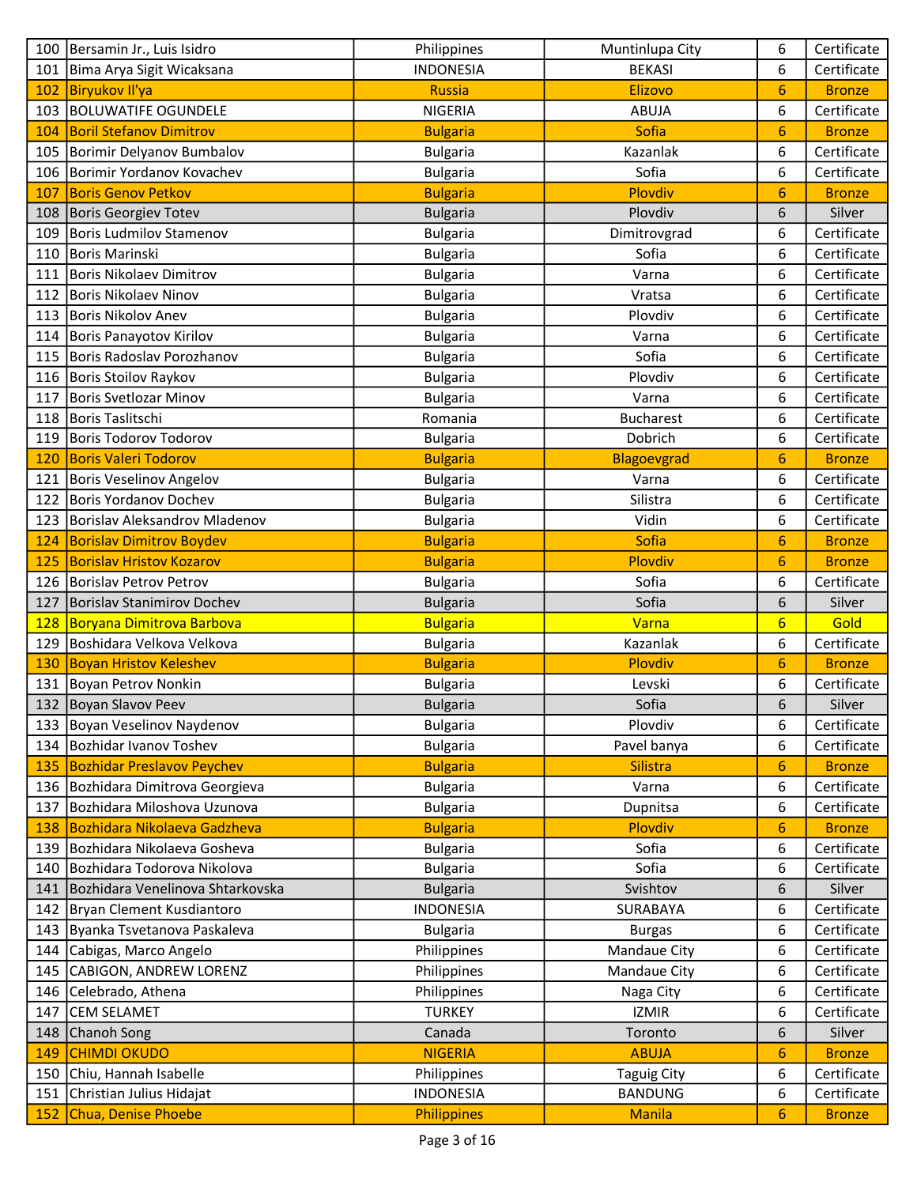| | | | | | |
|---|---|---|---|---|---|
| 100 | Bersamin Jr., Luis Isidro | Philippines | Muntinlupa City | 6 | Certificate |
| 101 | Bima Arya Sigit Wicaksana | INDONESIA | BEKASI | 6 | Certificate |
| 102 | Biryukov Il'ya | Russia | Elizovo | 6 | Bronze |
| 103 | BOLUWATIFE OGUNDELE | NIGERIA | ABUJA | 6 | Certificate |
| 104 | Boril Stefanov Dimitrov | Bulgaria | Sofia | 6 | Bronze |
| 105 | Borimir Delyanov Bumbalov | Bulgaria | Kazanlak | 6 | Certificate |
| 106 | Borimir Yordanov Kovachev | Bulgaria | Sofia | 6 | Certificate |
| 107 | Boris Genov Petkov | Bulgaria | Plovdiv | 6 | Bronze |
| 108 | Boris Georgiev Totev | Bulgaria | Plovdiv | 6 | Silver |
| 109 | Boris Ludmilov Stamenov | Bulgaria | Dimitrovgrad | 6 | Certificate |
| 110 | Boris Marinski | Bulgaria | Sofia | 6 | Certificate |
| 111 | Boris Nikolaev Dimitrov | Bulgaria | Varna | 6 | Certificate |
| 112 | Boris Nikolaev Ninov | Bulgaria | Vratsa | 6 | Certificate |
| 113 | Boris Nikolov Anev | Bulgaria | Plovdiv | 6 | Certificate |
| 114 | Boris Panayotov Kirilov | Bulgaria | Varna | 6 | Certificate |
| 115 | Boris Radoslav Porozhanov | Bulgaria | Sofia | 6 | Certificate |
| 116 | Boris Stoilov Raykov | Bulgaria | Plovdiv | 6 | Certificate |
| 117 | Boris Svetlozar Minov | Bulgaria | Varna | 6 | Certificate |
| 118 | Boris Taslitschi | Romania | Bucharest | 6 | Certificate |
| 119 | Boris Todorov Todorov | Bulgaria | Dobrich | 6 | Certificate |
| 120 | Boris Valeri Todorov | Bulgaria | Blagoevgrad | 6 | Bronze |
| 121 | Boris Veselinov Angelov | Bulgaria | Varna | 6 | Certificate |
| 122 | Boris Yordanov Dochev | Bulgaria | Silistra | 6 | Certificate |
| 123 | Borislav Aleksandrov Mladenov | Bulgaria | Vidin | 6 | Certificate |
| 124 | Borislav Dimitrov Boydev | Bulgaria | Sofia | 6 | Bronze |
| 125 | Borislav Hristov Kozarov | Bulgaria | Plovdiv | 6 | Bronze |
| 126 | Borislav Petrov Petrov | Bulgaria | Sofia | 6 | Certificate |
| 127 | Borislav Stanimirov Dochev | Bulgaria | Sofia | 6 | Silver |
| 128 | Boryana Dimitrova Barbova | Bulgaria | Varna | 6 | Gold |
| 129 | Boshidara Velkova Velkova | Bulgaria | Kazanlak | 6 | Certificate |
| 130 | Boyan Hristov Keleshev | Bulgaria | Plovdiv | 6 | Bronze |
| 131 | Boyan Petrov Nonkin | Bulgaria | Levski | 6 | Certificate |
| 132 | Boyan Slavov Peev | Bulgaria | Sofia | 6 | Silver |
| 133 | Boyan Veselinov Naydenov | Bulgaria | Plovdiv | 6 | Certificate |
| 134 | Bozhidar Ivanov Toshev | Bulgaria | Pavel banya | 6 | Certificate |
| 135 | Bozhidar Preslavov Peychev | Bulgaria | Silistra | 6 | Bronze |
| 136 | Bozhidara Dimitrova Georgieva | Bulgaria | Varna | 6 | Certificate |
| 137 | Bozhidara Miloshova Uzunova | Bulgaria | Dupnitsa | 6 | Certificate |
| 138 | Bozhidara Nikolaeva Gadzheva | Bulgaria | Plovdiv | 6 | Bronze |
| 139 | Bozhidara Nikolaeva Gosheva | Bulgaria | Sofia | 6 | Certificate |
| 140 | Bozhidara Todorova Nikolova | Bulgaria | Sofia | 6 | Certificate |
| 141 | Bozhidara Venelinova Shtarkovska | Bulgaria | Svishtov | 6 | Silver |
| 142 | Bryan Clement Kusdiantoro | INDONESIA | SURABAYA | 6 | Certificate |
| 143 | Byanka Tsvetanova Paskaleva | Bulgaria | Burgas | 6 | Certificate |
| 144 | Cabigas, Marco Angelo | Philippines | Mandaue City | 6 | Certificate |
| 145 | CABIGON, ANDREW LORENZ | Philippines | Mandaue City | 6 | Certificate |
| 146 | Celebrado, Athena | Philippines | Naga City | 6 | Certificate |
| 147 | CEM SELAMET | TURKEY | IZMIR | 6 | Certificate |
| 148 | Chanoh Song | Canada | Toronto | 6 | Silver |
| 149 | CHIMDI OKUDO | NIGERIA | ABUJA | 6 | Bronze |
| 150 | Chiu, Hannah Isabelle | Philippines | Taguig City | 6 | Certificate |
| 151 | Christian Julius Hidajat | INDONESIA | BANDUNG | 6 | Certificate |
| 152 | Chua, Denise Phoebe | Philippines | Manila | 6 | Bronze |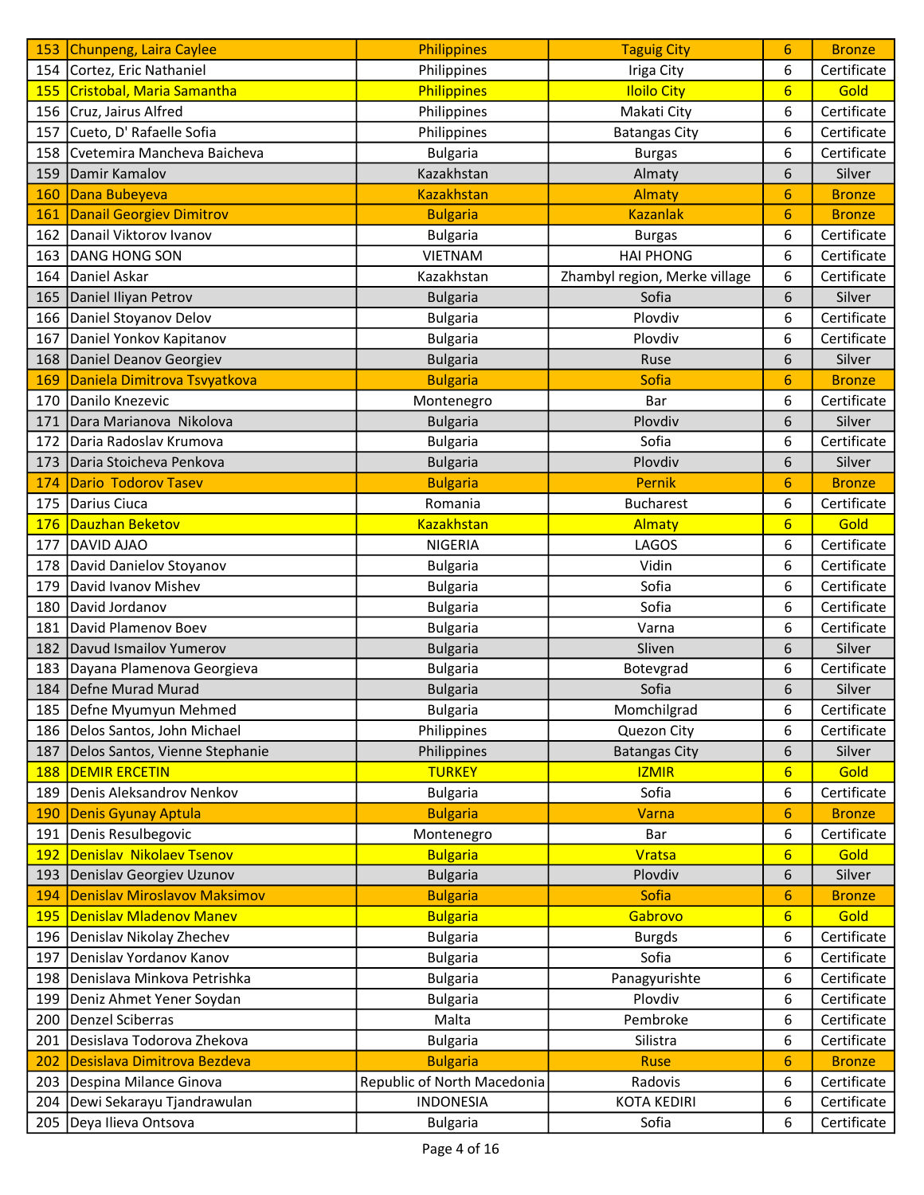| 153 | Chunpeng, Laira Caylee | Philippines | Taguig City | 6 | Bronze |
|---|---|---|---|---|---|
| 154 | Cortez, Eric Nathaniel | Philippines | Iriga City | 6 | Certificate |
| 155 | Cristobal, Maria Samantha | Philippines | Iloilo City | 6 | Gold |
| 156 | Cruz, Jairus Alfred | Philippines | Makati City | 6 | Certificate |
| 157 | Cueto, D' Rafaelle Sofia | Philippines | Batangas City | 6 | Certificate |
| 158 | Cvetemira Mancheva Baicheva | Bulgaria | Burgas | 6 | Certificate |
| 159 | Damir Kamalov | Kazakhstan | Almaty | 6 | Silver |
| 160 | Dana Bubeyeva | Kazakhstan | Almaty | 6 | Bronze |
| 161 | Danail Georgiev Dimitrov | Bulgaria | Kazanlak | 6 | Bronze |
| 162 | Danail Viktorov Ivanov | Bulgaria | Burgas | 6 | Certificate |
| 163 | DANG HONG SON | VIETNAM | HAI PHONG | 6 | Certificate |
| 164 | Daniel Askar | Kazakhstan | Zhambyl region, Merke village | 6 | Certificate |
| 165 | Daniel Iliyan Petrov | Bulgaria | Sofia | 6 | Silver |
| 166 | Daniel Stoyanov Delov | Bulgaria | Plovdiv | 6 | Certificate |
| 167 | Daniel Yonkov Kapitanov | Bulgaria | Plovdiv | 6 | Certificate |
| 168 | Daniel Deanov Georgiev | Bulgaria | Ruse | 6 | Silver |
| 169 | Daniela Dimitrova Tsvyatkova | Bulgaria | Sofia | 6 | Bronze |
| 170 | Danilo Knezevic | Montenegro | Bar | 6 | Certificate |
| 171 | Dara Marianova Nikolova | Bulgaria | Plovdiv | 6 | Silver |
| 172 | Daria Radoslav Krumova | Bulgaria | Sofia | 6 | Certificate |
| 173 | Daria Stoicheva Penkova | Bulgaria | Plovdiv | 6 | Silver |
| 174 | Dario Todorov Tasev | Bulgaria | Pernik | 6 | Bronze |
| 175 | Darius Ciuca | Romania | Bucharest | 6 | Certificate |
| 176 | Dauzhan Beketov | Kazakhstan | Almaty | 6 | Gold |
| 177 | DAVID AJAO | NIGERIA | LAGOS | 6 | Certificate |
| 178 | David Danielov Stoyanov | Bulgaria | Vidin | 6 | Certificate |
| 179 | David Ivanov Mishev | Bulgaria | Sofia | 6 | Certificate |
| 180 | David Jordanov | Bulgaria | Sofia | 6 | Certificate |
| 181 | David Plamenov Boev | Bulgaria | Varna | 6 | Certificate |
| 182 | Davud Ismailov Yumerov | Bulgaria | Sliven | 6 | Silver |
| 183 | Dayana Plamenova Georgieva | Bulgaria | Botevgrad | 6 | Certificate |
| 184 | Defne Murad Murad | Bulgaria | Sofia | 6 | Silver |
| 185 | Defne Myumyun Mehmed | Bulgaria | Momchilgrad | 6 | Certificate |
| 186 | Delos Santos, John Michael | Philippines | Quezon City | 6 | Certificate |
| 187 | Delos Santos, Vienne Stephanie | Philippines | Batangas City | 6 | Silver |
| 188 | DEMIR ERCETIN | TURKEY | IZMIR | 6 | Gold |
| 189 | Denis Aleksandrov Nenkov | Bulgaria | Sofia | 6 | Certificate |
| 190 | Denis Gyunay Aptula | Bulgaria | Varna | 6 | Bronze |
| 191 | Denis Resulbegovic | Montenegro | Bar | 6 | Certificate |
| 192 | Denislav Nikolaev Tsenov | Bulgaria | Vratsa | 6 | Gold |
| 193 | Denislav Georgiev Uzunov | Bulgaria | Plovdiv | 6 | Silver |
| 194 | Denislav Miroslavov Maksimov | Bulgaria | Sofia | 6 | Bronze |
| 195 | Denislav Mladenov Manev | Bulgaria | Gabrovo | 6 | Gold |
| 196 | Denislav Nikolay Zhechev | Bulgaria | Burgds | 6 | Certificate |
| 197 | Denislav Yordanov Kanov | Bulgaria | Sofia | 6 | Certificate |
| 198 | Denislava Minkova Petrishka | Bulgaria | Panagyurishte | 6 | Certificate |
| 199 | Deniz Ahmet Yener Soydan | Bulgaria | Plovdiv | 6 | Certificate |
| 200 | Denzel Sciberras | Malta | Pembroke | 6 | Certificate |
| 201 | Desislava Todorova Zhekova | Bulgaria | Silistra | 6 | Certificate |
| 202 | Desislava Dimitrova Bezdeva | Bulgaria | Ruse | 6 | Bronze |
| 203 | Despina Milance Ginova | Republic of North Macedonia | Radovis | 6 | Certificate |
| 204 | Dewi Sekarayu Tjandrawulan | INDONESIA | KOTA KEDIRI | 6 | Certificate |
| 205 | Deya Ilieva Ontsova | Bulgaria | Sofia | 6 | Certificate |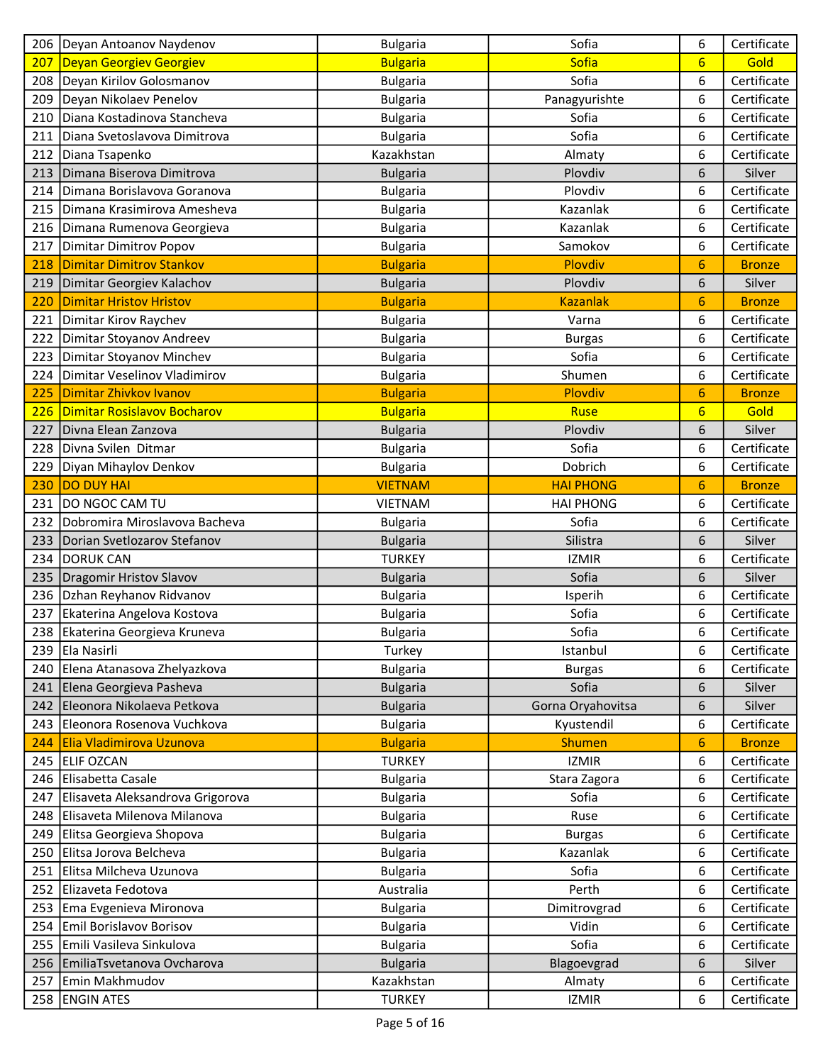| | | | | | |
|---|---|---|---|---|---|
| 206 | Deyan Antoanov Naydenov | Bulgaria | Sofia | 6 | Certificate |
| 207 | Deyan Georgiev Georgiev | Bulgaria | Sofia | 6 | Gold |
| 208 | Deyan Kirilov Golosmanov | Bulgaria | Sofia | 6 | Certificate |
| 209 | Deyan Nikolaev Penelov | Bulgaria | Panagyurishte | 6 | Certificate |
| 210 | Diana Kostadinova Stancheva | Bulgaria | Sofia | 6 | Certificate |
| 211 | Diana Svetoslavova Dimitrova | Bulgaria | Sofia | 6 | Certificate |
| 212 | Diana Tsapenko | Kazakhstan | Almaty | 6 | Certificate |
| 213 | Dimana Biserova Dimitrova | Bulgaria | Plovdiv | 6 | Silver |
| 214 | Dimana Borislavova Goranova | Bulgaria | Plovdiv | 6 | Certificate |
| 215 | Dimana Krasimirova Amesheva | Bulgaria | Kazanlak | 6 | Certificate |
| 216 | Dimana Rumenova Georgieva | Bulgaria | Kazanlak | 6 | Certificate |
| 217 | Dimitar Dimitrov Popov | Bulgaria | Samokov | 6 | Certificate |
| 218 | Dimitar Dimitrov Stankov | Bulgaria | Plovdiv | 6 | Bronze |
| 219 | Dimitar Georgiev Kalachov | Bulgaria | Plovdiv | 6 | Silver |
| 220 | Dimitar Hristov Hristov | Bulgaria | Kazanlak | 6 | Bronze |
| 221 | Dimitar Kirov Raychev | Bulgaria | Varna | 6 | Certificate |
| 222 | Dimitar Stoyanov Andreev | Bulgaria | Burgas | 6 | Certificate |
| 223 | Dimitar Stoyanov Minchev | Bulgaria | Sofia | 6 | Certificate |
| 224 | Dimitar Veselinov Vladimirov | Bulgaria | Shumen | 6 | Certificate |
| 225 | Dimitar Zhivkov Ivanov | Bulgaria | Plovdiv | 6 | Bronze |
| 226 | Dimitar Rosislavov Bocharov | Bulgaria | Ruse | 6 | Gold |
| 227 | Divna Elean Zanzova | Bulgaria | Plovdiv | 6 | Silver |
| 228 | Divna Svilen Ditmar | Bulgaria | Sofia | 6 | Certificate |
| 229 | Diyan Mihaylov Denkov | Bulgaria | Dobrich | 6 | Certificate |
| 230 | DO DUY HAI | VIETNAM | HAI PHONG | 6 | Bronze |
| 231 | DO NGOC CAM TU | VIETNAM | HAI PHONG | 6 | Certificate |
| 232 | Dobromira Miroslavova Bacheva | Bulgaria | Sofia | 6 | Certificate |
| 233 | Dorian Svetlozarov Stefanov | Bulgaria | Silistra | 6 | Silver |
| 234 | DORUK CAN | TURKEY | IZMIR | 6 | Certificate |
| 235 | Dragomir Hristov Slavov | Bulgaria | Sofia | 6 | Silver |
| 236 | Dzhan Reyhanov Ridvanov | Bulgaria | Isperih | 6 | Certificate |
| 237 | Ekaterina Angelova Kostova | Bulgaria | Sofia | 6 | Certificate |
| 238 | Ekaterina Georgieva Kruneva | Bulgaria | Sofia | 6 | Certificate |
| 239 | Ela Nasirli | Turkey | Istanbul | 6 | Certificate |
| 240 | Elena Atanasova Zhelyazkova | Bulgaria | Burgas | 6 | Certificate |
| 241 | Elena Georgieva Pasheva | Bulgaria | Sofia | 6 | Silver |
| 242 | Eleonora Nikolaeva Petkova | Bulgaria | Gorna Oryahovitsa | 6 | Silver |
| 243 | Eleonora Rosenova Vuchkova | Bulgaria | Kyustendil | 6 | Certificate |
| 244 | Elia Vladimirova Uzunova | Bulgaria | Shumen | 6 | Bronze |
| 245 | ELIF OZCAN | TURKEY | IZMIR | 6 | Certificate |
| 246 | Elisabetta Casale | Bulgaria | Stara Zagora | 6 | Certificate |
| 247 | Elisaveta Aleksandrova Grigorova | Bulgaria | Sofia | 6 | Certificate |
| 248 | Elisaveta Milenova Milanova | Bulgaria | Ruse | 6 | Certificate |
| 249 | Elitsa Georgieva Shopova | Bulgaria | Burgas | 6 | Certificate |
| 250 | Elitsa Jorova Belcheva | Bulgaria | Kazanlak | 6 | Certificate |
| 251 | Elitsa Milcheva Uzunova | Bulgaria | Sofia | 6 | Certificate |
| 252 | Elizaveta Fedotova | Australia | Perth | 6 | Certificate |
| 253 | Ema Evgenieva Mironova | Bulgaria | Dimitrovgrad | 6 | Certificate |
| 254 | Emil Borislavov Borisov | Bulgaria | Vidin | 6 | Certificate |
| 255 | Emili Vasileva Sinkulova | Bulgaria | Sofia | 6 | Certificate |
| 256 | EmiliaTsvetanova Ovcharova | Bulgaria | Blagoevgrad | 6 | Silver |
| 257 | Emin Makhmudov | Kazakhstan | Almaty | 6 | Certificate |
| 258 | ENGIN ATES | TURKEY | IZMIR | 6 | Certificate |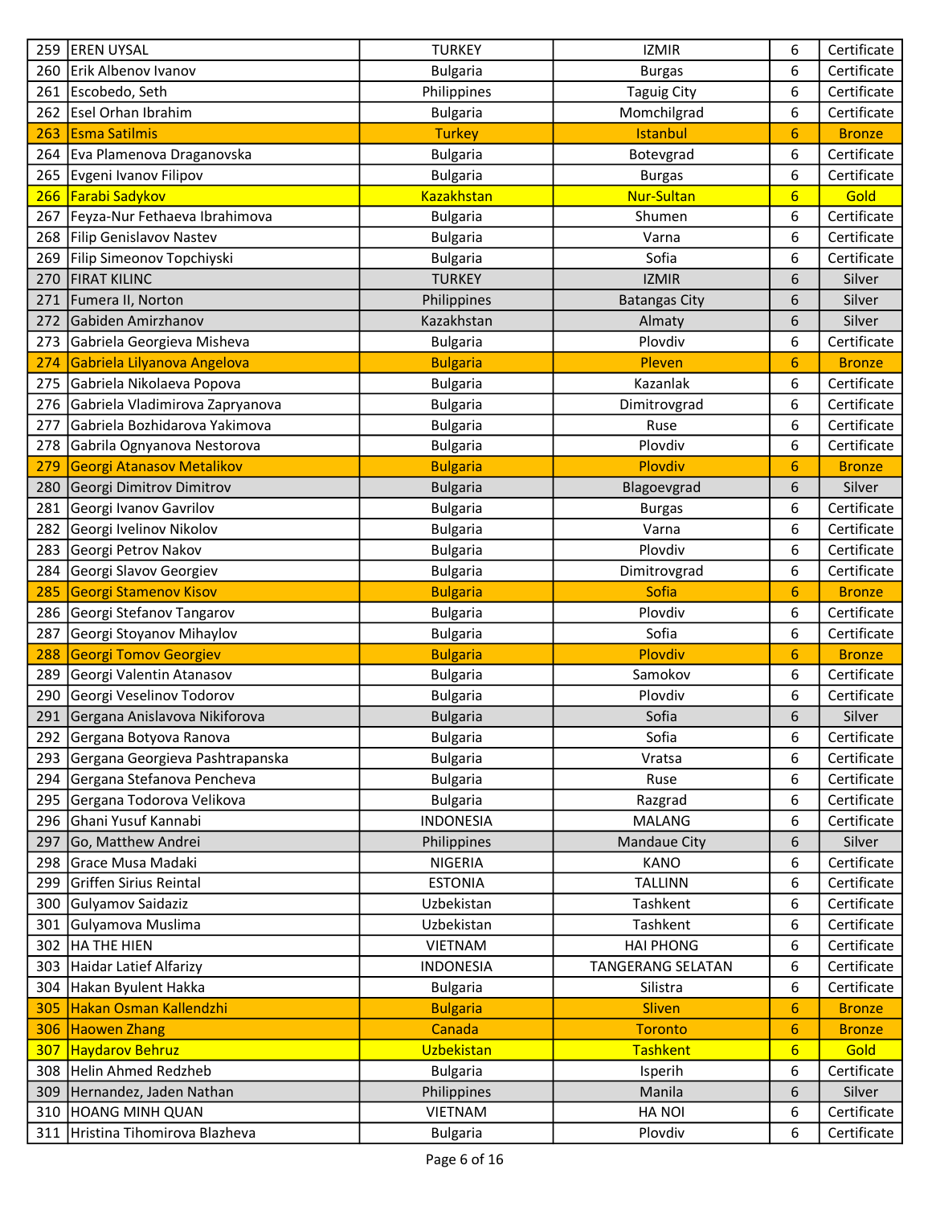| 259 | EREN UYSAL | TURKEY | IZMIR | 6 | Certificate |
|---|---|---|---|---|---|
| 260 | Erik Albenov Ivanov | Bulgaria | Burgas | 6 | Certificate |
| 261 | Escobedo, Seth | Philippines | Taguig City | 6 | Certificate |
| 262 | Esel Orhan Ibrahim | Bulgaria | Momchilgrad | 6 | Certificate |
| 263 | Esma Satilmis | Turkey | Istanbul | 6 | Bronze |
| 264 | Eva Plamenova Draganovska | Bulgaria | Botevgrad | 6 | Certificate |
| 265 | Evgeni Ivanov Filipov | Bulgaria | Burgas | 6 | Certificate |
| 266 | Farabi Sadykov | Kazakhstan | Nur-Sultan | 6 | Gold |
| 267 | Feyza-Nur Fethaeva Ibrahimova | Bulgaria | Shumen | 6 | Certificate |
| 268 | Filip Genislavov Nastev | Bulgaria | Varna | 6 | Certificate |
| 269 | Filip Simeonov Topchiyski | Bulgaria | Sofia | 6 | Certificate |
| 270 | FIRAT KILINC | TURKEY | IZMIR | 6 | Silver |
| 271 | Fumera II, Norton | Philippines | Batangas City | 6 | Silver |
| 272 | Gabiden Amirzhanov | Kazakhstan | Almaty | 6 | Silver |
| 273 | Gabriela Georgieva Misheva | Bulgaria | Plovdiv | 6 | Certificate |
| 274 | Gabriela Lilyanova Angelova | Bulgaria | Pleven | 6 | Bronze |
| 275 | Gabriela Nikolaeva Popova | Bulgaria | Kazanlak | 6 | Certificate |
| 276 | Gabriela Vladimirova Zapryanova | Bulgaria | Dimitrovgrad | 6 | Certificate |
| 277 | Gabriela Bozhidarova Yakimova | Bulgaria | Ruse | 6 | Certificate |
| 278 | Gabrila Ognyanova Nestorova | Bulgaria | Plovdiv | 6 | Certificate |
| 279 | Georgi Atanasov Metalikov | Bulgaria | Plovdiv | 6 | Bronze |
| 280 | Georgi Dimitrov Dimitrov | Bulgaria | Blagoevgrad | 6 | Silver |
| 281 | Georgi Ivanov Gavrilov | Bulgaria | Burgas | 6 | Certificate |
| 282 | Georgi Ivelinov Nikolov | Bulgaria | Varna | 6 | Certificate |
| 283 | Georgi Petrov Nakov | Bulgaria | Plovdiv | 6 | Certificate |
| 284 | Georgi Slavov Georgiev | Bulgaria | Dimitrovgrad | 6 | Certificate |
| 285 | Georgi Stamenov Kisov | Bulgaria | Sofia | 6 | Bronze |
| 286 | Georgi Stefanov Tangarov | Bulgaria | Plovdiv | 6 | Certificate |
| 287 | Georgi Stoyanov Mihaylov | Bulgaria | Sofia | 6 | Certificate |
| 288 | Georgi Tomov Georgiev | Bulgaria | Plovdiv | 6 | Bronze |
| 289 | Georgi Valentin Atanasov | Bulgaria | Samokov | 6 | Certificate |
| 290 | Georgi Veselinov Todorov | Bulgaria | Plovdiv | 6 | Certificate |
| 291 | Gergana Anislavova Nikiforova | Bulgaria | Sofia | 6 | Silver |
| 292 | Gergana Botyova Ranova | Bulgaria | Sofia | 6 | Certificate |
| 293 | Gergana Georgieva Pashtrapanska | Bulgaria | Vratsa | 6 | Certificate |
| 294 | Gergana Stefanova Pencheva | Bulgaria | Ruse | 6 | Certificate |
| 295 | Gergana Todorova Velikova | Bulgaria | Razgrad | 6 | Certificate |
| 296 | Ghani Yusuf Kannabi | INDONESIA | MALANG | 6 | Certificate |
| 297 | Go, Matthew Andrei | Philippines | Mandaue City | 6 | Silver |
| 298 | Grace Musa Madaki | NIGERIA | KANO | 6 | Certificate |
| 299 | Griffen Sirius Reintal | ESTONIA | TALLINN | 6 | Certificate |
| 300 | Gulyamov Saidaziz | Uzbekistan | Tashkent | 6 | Certificate |
| 301 | Gulyamova Muslima | Uzbekistan | Tashkent | 6 | Certificate |
| 302 | HA THE HIEN | VIETNAM | HAI PHONG | 6 | Certificate |
| 303 | Haidar Latief Alfarizy | INDONESIA | TANGERANG SELATAN | 6 | Certificate |
| 304 | Hakan Byulent Hakka | Bulgaria | Silistra | 6 | Certificate |
| 305 | Hakan Osman Kallendzhi | Bulgaria | Sliven | 6 | Bronze |
| 306 | Haowen Zhang | Canada | Toronto | 6 | Bronze |
| 307 | Haydarov Behruz | Uzbekistan | Tashkent | 6 | Gold |
| 308 | Helin Ahmed Redzheb | Bulgaria | Isperih | 6 | Certificate |
| 309 | Hernandez, Jaden Nathan | Philippines | Manila | 6 | Silver |
| 310 | HOANG MINH QUAN | VIETNAM | HA NOI | 6 | Certificate |
| 311 | Hristina Tihomirova Blazheva | Bulgaria | Plovdiv | 6 | Certificate |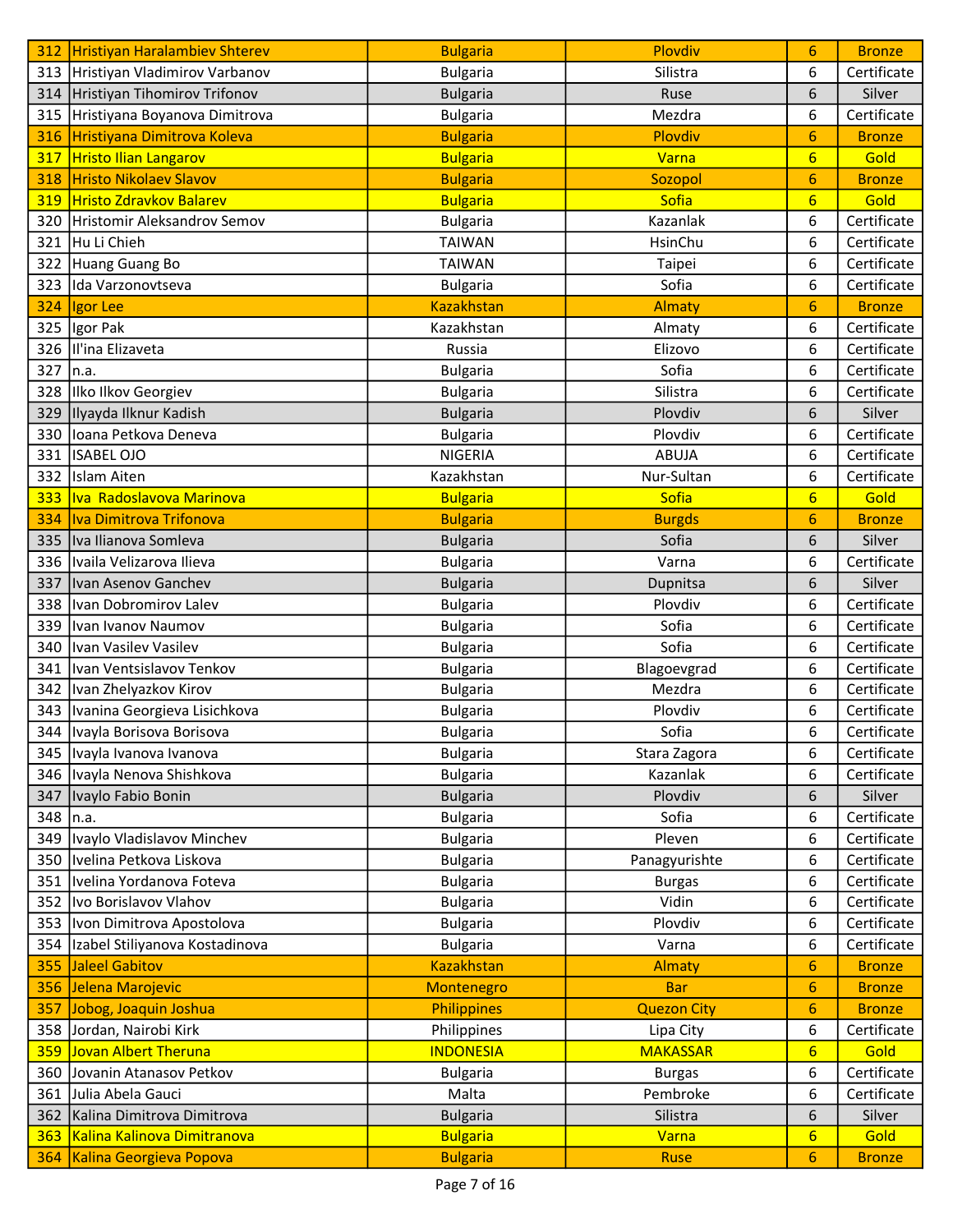| | | | | | |
|---|---|---|---|---|---|
| 312 | Hristiyan Haralambiev Shterev | Bulgaria | Plovdiv | 6 | Bronze |
| 313 | Hristiyan Vladimirov Varbanov | Bulgaria | Silistra | 6 | Certificate |
| 314 | Hristiyan Tihomirov Trifonov | Bulgaria | Ruse | 6 | Silver |
| 315 | Hristiyana Boyanova Dimitrova | Bulgaria | Mezdra | 6 | Certificate |
| 316 | Hristiyana Dimitrova Koleva | Bulgaria | Plovdiv | 6 | Bronze |
| 317 | Hristo Ilian Langarov | Bulgaria | Varna | 6 | Gold |
| 318 | Hristo Nikolaev Slavov | Bulgaria | Sozopol | 6 | Bronze |
| 319 | Hristo Zdravkov Balarev | Bulgaria | Sofia | 6 | Gold |
| 320 | Hristomir Aleksandrov Semov | Bulgaria | Kazanlak | 6 | Certificate |
| 321 | Hu Li Chieh | TAIWAN | HsinChu | 6 | Certificate |
| 322 | Huang Guang Bo | TAIWAN | Taipei | 6 | Certificate |
| 323 | Ida Varzonovtseva | Bulgaria | Sofia | 6 | Certificate |
| 324 | Igor Lee | Kazakhstan | Almaty | 6 | Bronze |
| 325 | Igor Pak | Kazakhstan | Almaty | 6 | Certificate |
| 326 | Il'ina Elizaveta | Russia | Elizovo | 6 | Certificate |
| 327 | n.a. | Bulgaria | Sofia | 6 | Certificate |
| 328 | Ilko Ilkov Georgiev | Bulgaria | Silistra | 6 | Certificate |
| 329 | Ilyayda Ilknur Kadish | Bulgaria | Plovdiv | 6 | Silver |
| 330 | Ioana Petkova Deneva | Bulgaria | Plovdiv | 6 | Certificate |
| 331 | ISABEL OJO | NIGERIA | ABUJA | 6 | Certificate |
| 332 | Islam Aiten | Kazakhstan | Nur-Sultan | 6 | Certificate |
| 333 | Iva Radoslavova Marinova | Bulgaria | Sofia | 6 | Gold |
| 334 | Iva Dimitrova Trifonova | Bulgaria | Burgds | 6 | Bronze |
| 335 | Iva Ilianova Somleva | Bulgaria | Sofia | 6 | Silver |
| 336 | Ivaila Velizarova Ilieva | Bulgaria | Varna | 6 | Certificate |
| 337 | Ivan Asenov Ganchev | Bulgaria | Dupnitsa | 6 | Silver |
| 338 | Ivan Dobromirov Lalev | Bulgaria | Plovdiv | 6 | Certificate |
| 339 | Ivan Ivanov Naumov | Bulgaria | Sofia | 6 | Certificate |
| 340 | Ivan Vasilev Vasilev | Bulgaria | Sofia | 6 | Certificate |
| 341 | Ivan Ventsislavov Tenkov | Bulgaria | Blagoevgrad | 6 | Certificate |
| 342 | Ivan Zhelyazkov Kirov | Bulgaria | Mezdra | 6 | Certificate |
| 343 | Ivanina Georgieva Lisichkova | Bulgaria | Plovdiv | 6 | Certificate |
| 344 | Ivayla Borisova Borisova | Bulgaria | Sofia | 6 | Certificate |
| 345 | Ivayla Ivanova Ivanova | Bulgaria | Stara Zagora | 6 | Certificate |
| 346 | Ivayla Nenova Shishkova | Bulgaria | Kazanlak | 6 | Certificate |
| 347 | Ivaylo Fabio Bonin | Bulgaria | Plovdiv | 6 | Silver |
| 348 | n.a. | Bulgaria | Sofia | 6 | Certificate |
| 349 | Ivaylo Vladislavov Minchev | Bulgaria | Pleven | 6 | Certificate |
| 350 | Ivelina Petkova Liskova | Bulgaria | Panagyurishte | 6 | Certificate |
| 351 | Ivelina Yordanova Foteva | Bulgaria | Burgas | 6 | Certificate |
| 352 | Ivo Borislavov Vlahov | Bulgaria | Vidin | 6 | Certificate |
| 353 | Ivon Dimitrova Apostolova | Bulgaria | Plovdiv | 6 | Certificate |
| 354 | Izabel Stiliyanova Kostadinova | Bulgaria | Varna | 6 | Certificate |
| 355 | Jaleel Gabitov | Kazakhstan | Almaty | 6 | Bronze |
| 356 | Jelena Marojevic | Montenegro | Bar | 6 | Bronze |
| 357 | Jobog, Joaquin Joshua | Philippines | Quezon City | 6 | Bronze |
| 358 | Jordan, Nairobi Kirk | Philippines | Lipa City | 6 | Certificate |
| 359 | Jovan Albert Theruna | INDONESIA | MAKASSAR | 6 | Gold |
| 360 | Jovanin Atanasov Petkov | Bulgaria | Burgas | 6 | Certificate |
| 361 | Julia Abela Gauci | Malta | Pembroke | 6 | Certificate |
| 362 | Kalina Dimitrova Dimitrova | Bulgaria | Silistra | 6 | Silver |
| 363 | Kalina Kalinova Dimitranova | Bulgaria | Varna | 6 | Gold |
| 364 | Kalina Georgieva Popova | Bulgaria | Ruse | 6 | Bronze |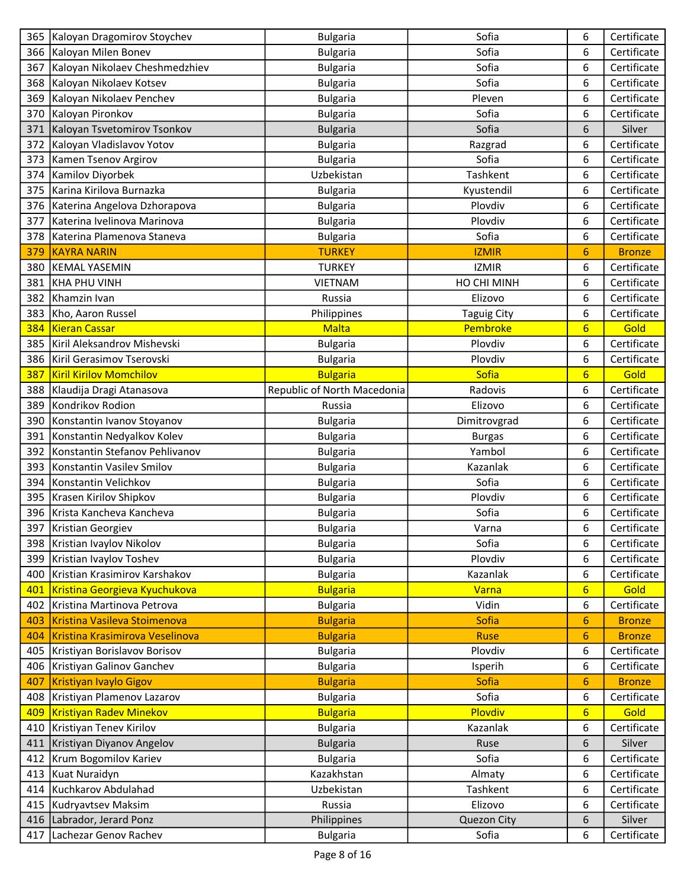| 365 | Kaloyan Dragomirov Stoychev | Bulgaria | Sofia | 6 | Certificate |
|---|---|---|---|---|---|
| 366 | Kaloyan Milen Bonev | Bulgaria | Sofia | 6 | Certificate |
| 367 | Kaloyan Nikolaev Cheshmedzhiev | Bulgaria | Sofia | 6 | Certificate |
| 368 | Kaloyan Nikolaev Kotsev | Bulgaria | Sofia | 6 | Certificate |
| 369 | Kaloyan Nikolaev Penchev | Bulgaria | Pleven | 6 | Certificate |
| 370 | Kaloyan Pironkov | Bulgaria | Sofia | 6 | Certificate |
| 371 | Kaloyan Tsvetomirov Tsonkov | Bulgaria | Sofia | 6 | Silver |
| 372 | Kaloyan Vladislavov Yotov | Bulgaria | Razgrad | 6 | Certificate |
| 373 | Kamen Tsenov Argirov | Bulgaria | Sofia | 6 | Certificate |
| 374 | Kamilov Diyorbek | Uzbekistan | Tashkent | 6 | Certificate |
| 375 | Karina Kirilova Burnazka | Bulgaria | Kyustendil | 6 | Certificate |
| 376 | Katerina Angelova Dzhorapova | Bulgaria | Plovdiv | 6 | Certificate |
| 377 | Katerina Ivelinova Marinova | Bulgaria | Plovdiv | 6 | Certificate |
| 378 | Katerina Plamenova Staneva | Bulgaria | Sofia | 6 | Certificate |
| 379 | KAYRA NARIN | TURKEY | IZMIR | 6 | Bronze |
| 380 | KEMAL YASEMIN | TURKEY | IZMIR | 6 | Certificate |
| 381 | KHA PHU VINH | VIETNAM | HO CHI MINH | 6 | Certificate |
| 382 | Khamzin Ivan | Russia | Elizovo | 6 | Certificate |
| 383 | Kho, Aaron Russel | Philippines | Taguig City | 6 | Certificate |
| 384 | Kieran Cassar | Malta | Pembroke | 6 | Gold |
| 385 | Kiril Aleksandrov Mishevski | Bulgaria | Plovdiv | 6 | Certificate |
| 386 | Kiril Gerasimov Tserovski | Bulgaria | Plovdiv | 6 | Certificate |
| 387 | Kiril Kirilov Momchilov | Bulgaria | Sofia | 6 | Gold |
| 388 | Klaudija Dragi Atanasova | Republic of North Macedonia | Radovis | 6 | Certificate |
| 389 | Kondrikov Rodion | Russia | Elizovo | 6 | Certificate |
| 390 | Konstantin Ivanov Stoyanov | Bulgaria | Dimitrovgrad | 6 | Certificate |
| 391 | Konstantin Nedyalkov Kolev | Bulgaria | Burgas | 6 | Certificate |
| 392 | Konstantin Stefanov Pehlivanov | Bulgaria | Yambol | 6 | Certificate |
| 393 | Konstantin Vasilev Smilov | Bulgaria | Kazanlak | 6 | Certificate |
| 394 | Konstantin Velichkov | Bulgaria | Sofia | 6 | Certificate |
| 395 | Krasen Kirilov Shipkov | Bulgaria | Plovdiv | 6 | Certificate |
| 396 | Krista Kancheva Kancheva | Bulgaria | Sofia | 6 | Certificate |
| 397 | Kristian Georgiev | Bulgaria | Varna | 6 | Certificate |
| 398 | Kristian Ivaylov Nikolov | Bulgaria | Sofia | 6 | Certificate |
| 399 | Kristian Ivaylov Toshev | Bulgaria | Plovdiv | 6 | Certificate |
| 400 | Kristian Krasimirov Karshakov | Bulgaria | Kazanlak | 6 | Certificate |
| 401 | Kristina Georgieva Kyuchukova | Bulgaria | Varna | 6 | Gold |
| 402 | Kristina Martinova Petrova | Bulgaria | Vidin | 6 | Certificate |
| 403 | Kristina Vasileva Stoimenova | Bulgaria | Sofia | 6 | Bronze |
| 404 | Kristina Krasimirova Veselinova | Bulgaria | Ruse | 6 | Bronze |
| 405 | Kristiyan Borislavov Borisov | Bulgaria | Plovdiv | 6 | Certificate |
| 406 | Kristiyan Galinov Ganchev | Bulgaria | Isperih | 6 | Certificate |
| 407 | Kristiyan Ivaylo Gigov | Bulgaria | Sofia | 6 | Bronze |
| 408 | Kristiyan Plamenov Lazarov | Bulgaria | Sofia | 6 | Certificate |
| 409 | Kristiyan Radev Minekov | Bulgaria | Plovdiv | 6 | Gold |
| 410 | Kristiyan Tenev Kirilov | Bulgaria | Kazanlak | 6 | Certificate |
| 411 | Kristiyan Diyanov Angelov | Bulgaria | Ruse | 6 | Silver |
| 412 | Krum Bogomilov Kariev | Bulgaria | Sofia | 6 | Certificate |
| 413 | Kuat Nuraidyn | Kazakhstan | Almaty | 6 | Certificate |
| 414 | Kuchkarov Abdulahad | Uzbekistan | Tashkent | 6 | Certificate |
| 415 | Kudryavtsev Maksim | Russia | Elizovo | 6 | Certificate |
| 416 | Labrador, Jerard Ponz | Philippines | Quezon City | 6 | Silver |
| 417 | Lachezar Genov Rachev | Bulgaria | Sofia | 6 | Certificate |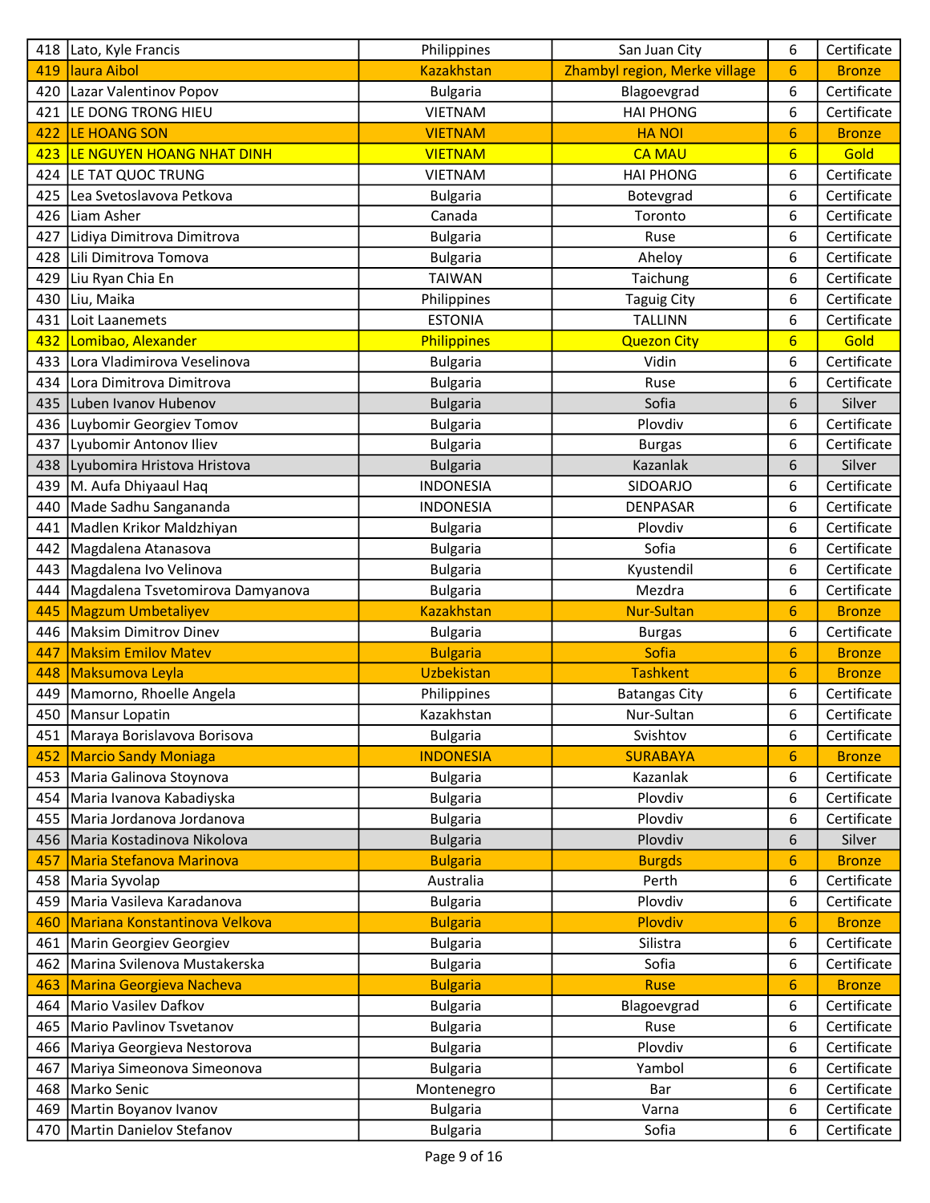| 418 | Lato, Kyle Francis | Philippines | San Juan City | 6 | Certificate |
|---|---|---|---|---|---|
| 419 | laura Aibol | Kazakhstan | Zhambyl region, Merke village | 6 | Bronze |
| 420 | Lazar Valentinov Popov | Bulgaria | Blagoevgrad | 6 | Certificate |
| 421 | LE DONG TRONG HIEU | VIETNAM | HAI PHONG | 6 | Certificate |
| 422 | LE HOANG SON | VIETNAM | HA NOI | 6 | Bronze |
| 423 | LE NGUYEN HOANG NHAT DINH | VIETNAM | CA MAU | 6 | Gold |
| 424 | LE TAT QUOC TRUNG | VIETNAM | HAI PHONG | 6 | Certificate |
| 425 | Lea Svetoslavova Petkova | Bulgaria | Botevgrad | 6 | Certificate |
| 426 | Liam Asher | Canada | Toronto | 6 | Certificate |
| 427 | Lidiya Dimitrova Dimitrova | Bulgaria | Ruse | 6 | Certificate |
| 428 | Lili Dimitrova Tomova | Bulgaria | Aheloy | 6 | Certificate |
| 429 | Liu Ryan Chia En | TAIWAN | Taichung | 6 | Certificate |
| 430 | Liu, Maika | Philippines | Taguig City | 6 | Certificate |
| 431 | Loit Laanemets | ESTONIA | TALLINN | 6 | Certificate |
| 432 | Lomibao, Alexander | Philippines | Quezon City | 6 | Gold |
| 433 | Lora Vladimirova Veselinova | Bulgaria | Vidin | 6 | Certificate |
| 434 | Lora Dimitrova Dimitrova | Bulgaria | Ruse | 6 | Certificate |
| 435 | Luben Ivanov Hubenov | Bulgaria | Sofia | 6 | Silver |
| 436 | Luybomir Georgiev Tomov | Bulgaria | Plovdiv | 6 | Certificate |
| 437 | Lyubomir Antonov Iliev | Bulgaria | Burgas | 6 | Certificate |
| 438 | Lyubomira Hristova Hristova | Bulgaria | Kazanlak | 6 | Silver |
| 439 | M. Aufa Dhiyaaul Haq | INDONESIA | SIDOARJO | 6 | Certificate |
| 440 | Made Sadhu Sangananda | INDONESIA | DENPASAR | 6 | Certificate |
| 441 | Madlen Krikor Maldzhiyan | Bulgaria | Plovdiv | 6 | Certificate |
| 442 | Magdalena Atanasova | Bulgaria | Sofia | 6 | Certificate |
| 443 | Magdalena Ivo Velinova | Bulgaria | Kyustendil | 6 | Certificate |
| 444 | Magdalena Tsvetomirova Damyanova | Bulgaria | Mezdra | 6 | Certificate |
| 445 | Magzum Umbetaliyev | Kazakhstan | Nur-Sultan | 6 | Bronze |
| 446 | Maksim Dimitrov Dinev | Bulgaria | Burgas | 6 | Certificate |
| 447 | Maksim Emilov Matev | Bulgaria | Sofia | 6 | Bronze |
| 448 | Maksumova Leyla | Uzbekistan | Tashkent | 6 | Bronze |
| 449 | Mamorno, Rhoelle Angela | Philippines | Batangas City | 6 | Certificate |
| 450 | Mansur Lopatin | Kazakhstan | Nur-Sultan | 6 | Certificate |
| 451 | Maraya Borislavova Borisova | Bulgaria | Svishtov | 6 | Certificate |
| 452 | Marcio Sandy Moniaga | INDONESIA | SURABAYA | 6 | Bronze |
| 453 | Maria Galinova Stoynova | Bulgaria | Kazanlak | 6 | Certificate |
| 454 | Maria Ivanova Kabadiyska | Bulgaria | Plovdiv | 6 | Certificate |
| 455 | Maria Jordanova Jordanova | Bulgaria | Plovdiv | 6 | Certificate |
| 456 | Maria Kostadinova Nikolova | Bulgaria | Plovdiv | 6 | Silver |
| 457 | Maria Stefanova Marinova | Bulgaria | Burgds | 6 | Bronze |
| 458 | Maria Syvolap | Australia | Perth | 6 | Certificate |
| 459 | Maria Vasileva Karadanova | Bulgaria | Plovdiv | 6 | Certificate |
| 460 | Mariana Konstantinova Velkova | Bulgaria | Plovdiv | 6 | Bronze |
| 461 | Marin Georgiev Georgiev | Bulgaria | Silistra | 6 | Certificate |
| 462 | Marina Svilenova Mustakerska | Bulgaria | Sofia | 6 | Certificate |
| 463 | Marina Georgieva Nacheva | Bulgaria | Ruse | 6 | Bronze |
| 464 | Mario Vasilev Dafkov | Bulgaria | Blagoevgrad | 6 | Certificate |
| 465 | Mario Pavlinov Tsvetanov | Bulgaria | Ruse | 6 | Certificate |
| 466 | Mariya Georgieva Nestorova | Bulgaria | Plovdiv | 6 | Certificate |
| 467 | Mariya Simeonova Simeonova | Bulgaria | Yambol | 6 | Certificate |
| 468 | Marko Senic | Montenegro | Bar | 6 | Certificate |
| 469 | Martin Boyanov Ivanov | Bulgaria | Varna | 6 | Certificate |
| 470 | Martin Danielov Stefanov | Bulgaria | Sofia | 6 | Certificate |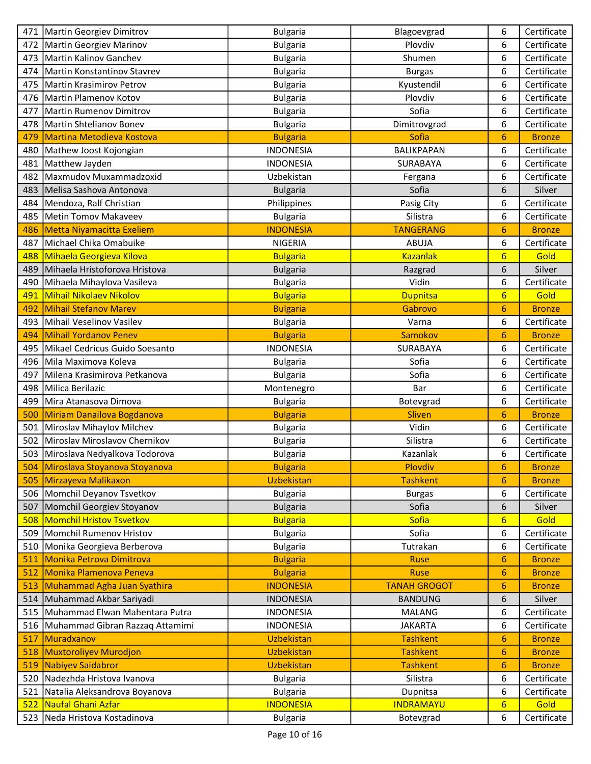| | | | | | |
|---|---|---|---|---|---|
| 471 | Martin Georgiev Dimitrov | Bulgaria | Blagoevgrad | 6 | Certificate |
| 472 | Martin Georgiev Marinov | Bulgaria | Plovdiv | 6 | Certificate |
| 473 | Martin Kalinov Ganchev | Bulgaria | Shumen | 6 | Certificate |
| 474 | Martin Konstantinov Stavrev | Bulgaria | Burgas | 6 | Certificate |
| 475 | Martin Krasimirov Petrov | Bulgaria | Kyustendil | 6 | Certificate |
| 476 | Martin Plamenov Kotov | Bulgaria | Plovdiv | 6 | Certificate |
| 477 | Martin Rumenov Dimitrov | Bulgaria | Sofia | 6 | Certificate |
| 478 | Martin Shtelianov Bonev | Bulgaria | Dimitrovgrad | 6 | Certificate |
| 479 | Martina Metodieva Kostova | Bulgaria | Sofia | 6 | Bronze |
| 480 | Mathew Joost Kojongian | INDONESIA | BALIKPAPAN | 6 | Certificate |
| 481 | Matthew Jayden | INDONESIA | SURABAYA | 6 | Certificate |
| 482 | Maxmudov Muxammadzoxid | Uzbekistan | Fergana | 6 | Certificate |
| 483 | Melisa Sashova Antonova | Bulgaria | Sofia | 6 | Silver |
| 484 | Mendoza, Ralf Christian | Philippines | Pasig City | 6 | Certificate |
| 485 | Metin Tomov Makaveev | Bulgaria | Silistra | 6 | Certificate |
| 486 | Metta Niyamacitta Exeliem | INDONESIA | TANGERANG | 6 | Bronze |
| 487 | Michael Chika Omabuike | NIGERIA | ABUJA | 6 | Certificate |
| 488 | Mihaela Georgieva Kilova | Bulgaria | Kazanlak | 6 | Gold |
| 489 | Mihaela Hristoforova Hristova | Bulgaria | Razgrad | 6 | Silver |
| 490 | Mihaela Mihaylova Vasileva | Bulgaria | Vidin | 6 | Certificate |
| 491 | Mihail Nikolaev Nikolov | Bulgaria | Dupnitsa | 6 | Gold |
| 492 | Mihail Stefanov Marev | Bulgaria | Gabrovo | 6 | Bronze |
| 493 | Mihail Veselinov Vasilev | Bulgaria | Varna | 6 | Certificate |
| 494 | Mihail Yordanov Penev | Bulgaria | Samokov | 6 | Bronze |
| 495 | Mikael Cedricus Guido Soesanto | INDONESIA | SURABAYA | 6 | Certificate |
| 496 | Mila Maximova Koleva | Bulgaria | Sofia | 6 | Certificate |
| 497 | Milena Krasimirova Petkanova | Bulgaria | Sofia | 6 | Certificate |
| 498 | Milica Berilazic | Montenegro | Bar | 6 | Certificate |
| 499 | Mira Atanasova Dimova | Bulgaria | Botevgrad | 6 | Certificate |
| 500 | Miriam Danailova Bogdanova | Bulgaria | Sliven | 6 | Bronze |
| 501 | Miroslav Mihaylov Milchev | Bulgaria | Vidin | 6 | Certificate |
| 502 | Miroslav Miroslavov Chernikov | Bulgaria | Silistra | 6 | Certificate |
| 503 | Miroslava Nedyalkova Todorova | Bulgaria | Kazanlak | 6 | Certificate |
| 504 | Miroslava Stoyanova Stoyanova | Bulgaria | Plovdiv | 6 | Bronze |
| 505 | Mirzayeva Malikaxon | Uzbekistan | Tashkent | 6 | Bronze |
| 506 | Momchil Deyanov Tsvetkov | Bulgaria | Burgas | 6 | Certificate |
| 507 | Momchil Georgiev Stoyanov | Bulgaria | Sofia | 6 | Silver |
| 508 | Momchil Hristov Tsvetkov | Bulgaria | Sofia | 6 | Gold |
| 509 | Momchil Rumenov Hristov | Bulgaria | Sofia | 6 | Certificate |
| 510 | Monika Georgieva Berberova | Bulgaria | Tutrakan | 6 | Certificate |
| 511 | Monika Petrova Dimitrova | Bulgaria | Ruse | 6 | Bronze |
| 512 | Monika Plamenova Peneva | Bulgaria | Ruse | 6 | Bronze |
| 513 | Muhammad Agha Juan Syathira | INDONESIA | TANAH GROGOT | 6 | Bronze |
| 514 | Muhammad Akbar Sariyadi | INDONESIA | BANDUNG | 6 | Silver |
| 515 | Muhammad Elwan Mahentara Putra | INDONESIA | MALANG | 6 | Certificate |
| 516 | Muhammad Gibran Razzaq Attamimi | INDONESIA | JAKARTA | 6 | Certificate |
| 517 | Muradxanov | Uzbekistan | Tashkent | 6 | Bronze |
| 518 | Muxtoroliyev Murodjon | Uzbekistan | Tashkent | 6 | Bronze |
| 519 | Nabiyev Saidabror | Uzbekistan | Tashkent | 6 | Bronze |
| 520 | Nadezhda Hristova Ivanova | Bulgaria | Silistra | 6 | Certificate |
| 521 | Natalia Aleksandrova Boyanova | Bulgaria | Dupnitsa | 6 | Certificate |
| 522 | Naufal Ghani Azfar | INDONESIA | INDRAMAYU | 6 | Gold |
| 523 | Neda Hristova Kostadinova | Bulgaria | Botevgrad | 6 | Certificate |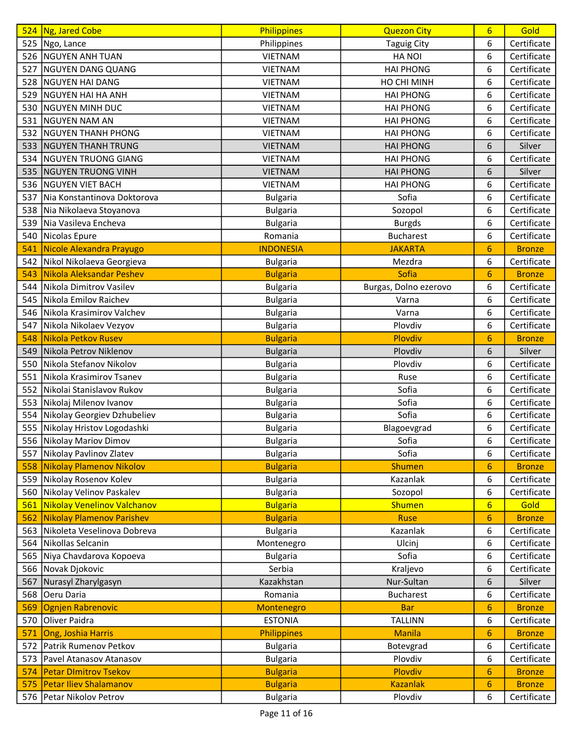| 524 | Ng, Jared Cobe | Philippines | Quezon City | 6 | Gold |
|---|---|---|---|---|---|
| 525 | Ngo, Lance | Philippines | Taguig City | 6 | Certificate |
| 526 | NGUYEN ANH TUAN | VIETNAM | HA NOI | 6 | Certificate |
| 527 | NGUYEN DANG QUANG | VIETNAM | HAI PHONG | 6 | Certificate |
| 528 | NGUYEN HAI DANG | VIETNAM | HO CHI MINH | 6 | Certificate |
| 529 | NGUYEN HAI HA ANH | VIETNAM | HAI PHONG | 6 | Certificate |
| 530 | NGUYEN MINH DUC | VIETNAM | HAI PHONG | 6 | Certificate |
| 531 | NGUYEN NAM AN | VIETNAM | HAI PHONG | 6 | Certificate |
| 532 | NGUYEN THANH PHONG | VIETNAM | HAI PHONG | 6 | Certificate |
| 533 | NGUYEN THANH TRUNG | VIETNAM | HAI PHONG | 6 | Silver |
| 534 | NGUYEN TRUONG GIANG | VIETNAM | HAI PHONG | 6 | Certificate |
| 535 | NGUYEN TRUONG VINH | VIETNAM | HAI PHONG | 6 | Silver |
| 536 | NGUYEN VIET BACH | VIETNAM | HAI PHONG | 6 | Certificate |
| 537 | Nia Konstantinova Doktorova | Bulgaria | Sofia | 6 | Certificate |
| 538 | Nia Nikolaeva Stoyanova | Bulgaria | Sozopol | 6 | Certificate |
| 539 | Nia Vasileva Encheva | Bulgaria | Burgds | 6 | Certificate |
| 540 | Nicolas Epure | Romania | Bucharest | 6 | Certificate |
| 541 | Nicole Alexandra Prayugo | INDONESIA | JAKARTA | 6 | Bronze |
| 542 | Nikol Nikolaeva Georgieva | Bulgaria | Mezdra | 6 | Certificate |
| 543 | Nikola Aleksandar Peshev | Bulgaria | Sofia | 6 | Bronze |
| 544 | Nikola Dimitrov Vasilev | Bulgaria | Burgas, Dolno ezerovo | 6 | Certificate |
| 545 | Nikola Emilov Raichev | Bulgaria | Varna | 6 | Certificate |
| 546 | Nikola Krasimirov Valchev | Bulgaria | Varna | 6 | Certificate |
| 547 | Nikola Nikolaev Vezyov | Bulgaria | Plovdiv | 6 | Certificate |
| 548 | Nikola Petkov Rusev | Bulgaria | Plovdiv | 6 | Bronze |
| 549 | Nikola Petrov Niklenov | Bulgaria | Plovdiv | 6 | Silver |
| 550 | Nikola Stefanov Nikolov | Bulgaria | Plovdiv | 6 | Certificate |
| 551 | Nikola Krasimirov Tsanev | Bulgaria | Ruse | 6 | Certificate |
| 552 | Nikolai Stanislavov Rukov | Bulgaria | Sofia | 6 | Certificate |
| 553 | Nikolaj Milenov Ivanov | Bulgaria | Sofia | 6 | Certificate |
| 554 | Nikolay Georgiev Dzhubeliev | Bulgaria | Sofia | 6 | Certificate |
| 555 | Nikolay Hristov Logodashki | Bulgaria | Blagoevgrad | 6 | Certificate |
| 556 | Nikolay Mariov Dimov | Bulgaria | Sofia | 6 | Certificate |
| 557 | Nikolay Pavlinov Zlatev | Bulgaria | Sofia | 6 | Certificate |
| 558 | Nikolay Plamenov Nikolov | Bulgaria | Shumen | 6 | Bronze |
| 559 | Nikolay Rosenov Kolev | Bulgaria | Kazanlak | 6 | Certificate |
| 560 | Nikolay Velinov Paskalev | Bulgaria | Sozopol | 6 | Certificate |
| 561 | Nikolay Venelinov Valchanov | Bulgaria | Shumen | 6 | Gold |
| 562 | Nikolay Plamenov Parishev | Bulgaria | Ruse | 6 | Bronze |
| 563 | Nikoleta Veselinova Dobreva | Bulgaria | Kazanlak | 6 | Certificate |
| 564 | Nikollas Selcanin | Montenegro | Ulcinj | 6 | Certificate |
| 565 | Niya Chavdarova Kopoeva | Bulgaria | Sofia | 6 | Certificate |
| 566 | Novak Djokovic | Serbia | Kraljevo | 6 | Certificate |
| 567 | Nurasyl Zharylgasyn | Kazakhstan | Nur-Sultan | 6 | Silver |
| 568 | Oeru Daria | Romania | Bucharest | 6 | Certificate |
| 569 | Ognjen Rabrenovic | Montenegro | Bar | 6 | Bronze |
| 570 | Oliver Paidra | ESTONIA | TALLINN | 6 | Certificate |
| 571 | Ong, Joshia Harris | Philippines | Manila | 6 | Bronze |
| 572 | Patrik Rumenov Petkov | Bulgaria | Botevgrad | 6 | Certificate |
| 573 | Pavel Atanasov Atanasov | Bulgaria | Plovdiv | 6 | Certificate |
| 574 | Petar DImitrov Tsekov | Bulgaria | Plovdiv | 6 | Bronze |
| 575 | Petar Iliev Shalamanov | Bulgaria | Kazanlak | 6 | Bronze |
| 576 | Petar Nikolov Petrov | Bulgaria | Plovdiv | 6 | Certificate |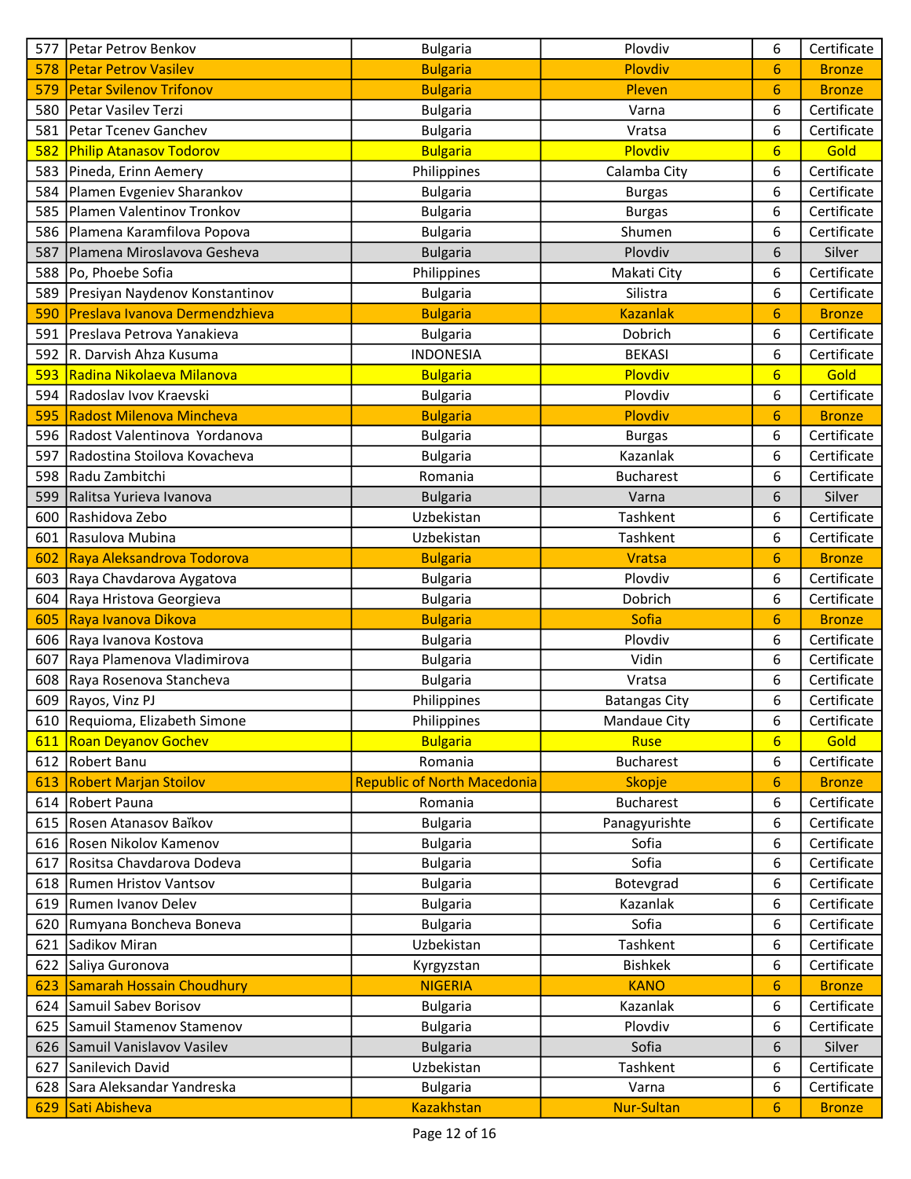| 577 | Petar Petrov Benkov | Bulgaria | Plovdiv | 6 | Certificate |
|---|---|---|---|---|---|
| 578 | Petar Petrov Vasilev | Bulgaria | Plovdiv | 6 | Bronze |
| 579 | Petar Svilenov Trifonov | Bulgaria | Pleven | 6 | Bronze |
| 580 | Petar Vasilev Terzi | Bulgaria | Varna | 6 | Certificate |
| 581 | Petar Tcenev Ganchev | Bulgaria | Vratsa | 6 | Certificate |
| 582 | Philip Atanasov Todorov | Bulgaria | Plovdiv | 6 | Gold |
| 583 | Pineda, Erinn Aemery | Philippines | Calamba City | 6 | Certificate |
| 584 | Plamen Evgeniev Sharankov | Bulgaria | Burgas | 6 | Certificate |
| 585 | Plamen Valentinov Tronkov | Bulgaria | Burgas | 6 | Certificate |
| 586 | Plamena Karamfilova Popova | Bulgaria | Shumen | 6 | Certificate |
| 587 | Plamena Miroslavova Gesheva | Bulgaria | Plovdiv | 6 | Silver |
| 588 | Po, Phoebe Sofia | Philippines | Makati City | 6 | Certificate |
| 589 | Presiyan Naydenov Konstantinov | Bulgaria | Silistra | 6 | Certificate |
| 590 | Preslava Ivanova Dermendzhieva | Bulgaria | Kazanlak | 6 | Bronze |
| 591 | Preslava Petrova Yanakieva | Bulgaria | Dobrich | 6 | Certificate |
| 592 | R. Darvish Ahza Kusuma | INDONESIA | BEKASI | 6 | Certificate |
| 593 | Radina Nikolaeva Milanova | Bulgaria | Plovdiv | 6 | Gold |
| 594 | Radoslav Ivov Kraevski | Bulgaria | Plovdiv | 6 | Certificate |
| 595 | Radost Milenova Mincheva | Bulgaria | Plovdiv | 6 | Bronze |
| 596 | Radost Valentinova  Yordanova | Bulgaria | Burgas | 6 | Certificate |
| 597 | Radostina Stoilova Kovacheva | Bulgaria | Kazanlak | 6 | Certificate |
| 598 | Radu Zambitchi | Romania | Bucharest | 6 | Certificate |
| 599 | Ralitsa Yurieva Ivanova | Bulgaria | Varna | 6 | Silver |
| 600 | Rashidova Zebo | Uzbekistan | Tashkent | 6 | Certificate |
| 601 | Rasulova Mubina | Uzbekistan | Tashkent | 6 | Certificate |
| 602 | Raya Aleksandrova Todorova | Bulgaria | Vratsa | 6 | Bronze |
| 603 | Raya Chavdarova Aygatova | Bulgaria | Plovdiv | 6 | Certificate |
| 604 | Raya Hristova Georgieva | Bulgaria | Dobrich | 6 | Certificate |
| 605 | Raya Ivanova Dikova | Bulgaria | Sofia | 6 | Bronze |
| 606 | Raya Ivanova Kostova | Bulgaria | Plovdiv | 6 | Certificate |
| 607 | Raya Plamenova Vladimirova | Bulgaria | Vidin | 6 | Certificate |
| 608 | Raya Rosenova Stancheva | Bulgaria | Vratsa | 6 | Certificate |
| 609 | Rayos, Vinz PJ | Philippines | Batangas City | 6 | Certificate |
| 610 | Requioma, Elizabeth Simone | Philippines | Mandaue City | 6 | Certificate |
| 611 | Roan Deyanov Gochev | Bulgaria | Ruse | 6 | Gold |
| 612 | Robert Banu | Romania | Bucharest | 6 | Certificate |
| 613 | Robert Marjan Stoilov | Republic of North Macedonia | Skopje | 6 | Bronze |
| 614 | Robert Pauna | Romania | Bucharest | 6 | Certificate |
| 615 | Rosen Atanasov Baïkov | Bulgaria | Panagyurishte | 6 | Certificate |
| 616 | Rosen Nikolov Kamenov | Bulgaria | Sofia | 6 | Certificate |
| 617 | Rositsa Chavdarova Dodeva | Bulgaria | Sofia | 6 | Certificate |
| 618 | Rumen Hristov Vantsov | Bulgaria | Botevgrad | 6 | Certificate |
| 619 | Rumen Ivanov Delev | Bulgaria | Kazanlak | 6 | Certificate |
| 620 | Rumyana Boncheva Boneva | Bulgaria | Sofia | 6 | Certificate |
| 621 | Sadikov Miran | Uzbekistan | Tashkent | 6 | Certificate |
| 622 | Saliya Guronova | Kyrgyzstan | Bishkek | 6 | Certificate |
| 623 | Samarah Hossain Choudhury | NIGERIA | KANO | 6 | Bronze |
| 624 | Samuil Sabev Borisov | Bulgaria | Kazanlak | 6 | Certificate |
| 625 | Samuil Stamenov Stamenov | Bulgaria | Plovdiv | 6 | Certificate |
| 626 | Samuil Vanislavov Vasilev | Bulgaria | Sofia | 6 | Silver |
| 627 | Sanilevich David | Uzbekistan | Tashkent | 6 | Certificate |
| 628 | Sara Aleksandar Yandreska | Bulgaria | Varna | 6 | Certificate |
| 629 | Sati Abisheva | Kazakhstan | Nur-Sultan | 6 | Bronze |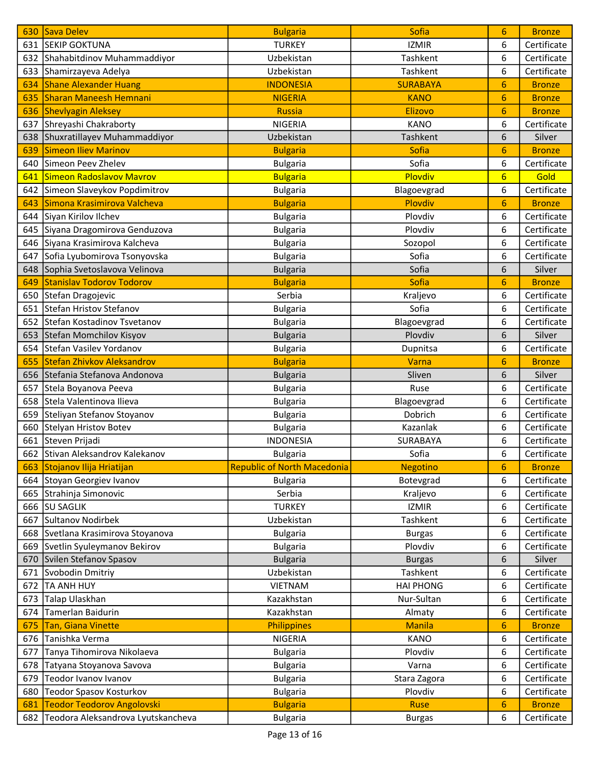| 630 | Sava Delev | Bulgaria | Sofia | 6 | Bronze |
|---|---|---|---|---|---|
| 631 | SEKIP GOKTUNA | TURKEY | IZMIR | 6 | Certificate |
| 632 | Shahabitdinov Muhammaddiyor | Uzbekistan | Tashkent | 6 | Certificate |
| 633 | Shamirzayeva Adelya | Uzbekistan | Tashkent | 6 | Certificate |
| 634 | Shane Alexander Huang | INDONESIA | SURABAYA | 6 | Bronze |
| 635 | Sharan Maneesh Hemnani | NIGERIA | KANO | 6 | Bronze |
| 636 | Shevlyagin Aleksey | Russia | Elizovo | 6 | Bronze |
| 637 | Shreyashi Chakraborty | NIGERIA | KANO | 6 | Certificate |
| 638 | Shuxratillayev Muhammaddiyor | Uzbekistan | Tashkent | 6 | Silver |
| 639 | Simeon Iliev Marinov | Bulgaria | Sofia | 6 | Bronze |
| 640 | Simeon Peev Zhelev | Bulgaria | Sofia | 6 | Certificate |
| 641 | Simeon Radoslavov Mavrov | Bulgaria | Plovdiv | 6 | Gold |
| 642 | Simeon Slaveykov Popdimitrov | Bulgaria | Blagoevgrad | 6 | Certificate |
| 643 | Simona Krasimirova Valcheva | Bulgaria | Plovdiv | 6 | Bronze |
| 644 | Siyan Kirilov Ilchev | Bulgaria | Plovdiv | 6 | Certificate |
| 645 | Siyana Dragomirova Genduzova | Bulgaria | Plovdiv | 6 | Certificate |
| 646 | Siyana Krasimirova Kalcheva | Bulgaria | Sozopol | 6 | Certificate |
| 647 | Sofia Lyubomirova Tsonyovska | Bulgaria | Sofia | 6 | Certificate |
| 648 | Sophia Svetoslavova Velinova | Bulgaria | Sofia | 6 | Silver |
| 649 | Stanislav Todorov Todorov | Bulgaria | Sofia | 6 | Bronze |
| 650 | Stefan Dragojevic | Serbia | Kraljevo | 6 | Certificate |
| 651 | Stefan Hristov Stefanov | Bulgaria | Sofia | 6 | Certificate |
| 652 | Stefan Kostadinov Tsvetanov | Bulgaria | Blagoevgrad | 6 | Certificate |
| 653 | Stefan Momchilov Kisyov | Bulgaria | Plovdiv | 6 | Silver |
| 654 | Stefan Vasilev Yordanov | Bulgaria | Dupnitsa | 6 | Certificate |
| 655 | Stefan Zhivkov Aleksandrov | Bulgaria | Varna | 6 | Bronze |
| 656 | Stefania Stefanova Andonova | Bulgaria | Sliven | 6 | Silver |
| 657 | Stela Boyanova Peeva | Bulgaria | Ruse | 6 | Certificate |
| 658 | Stela Valentinova Ilieva | Bulgaria | Blagoevgrad | 6 | Certificate |
| 659 | Steliyan Stefanov Stoyanov | Bulgaria | Dobrich | 6 | Certificate |
| 660 | Stelyan Hristov Botev | Bulgaria | Kazanlak | 6 | Certificate |
| 661 | Steven Prijadi | INDONESIA | SURABAYA | 6 | Certificate |
| 662 | Stivan Aleksandrov Kalekanov | Bulgaria | Sofia | 6 | Certificate |
| 663 | Stojanov Ilija Hriatijan | Republic of North Macedonia | Negotino | 6 | Bronze |
| 664 | Stoyan Georgiev Ivanov | Bulgaria | Botevgrad | 6 | Certificate |
| 665 | Strahinja Simonovic | Serbia | Kraljevo | 6 | Certificate |
| 666 | SU SAGLIK | TURKEY | IZMIR | 6 | Certificate |
| 667 | Sultanov Nodirbek | Uzbekistan | Tashkent | 6 | Certificate |
| 668 | Svetlana Krasimirova Stoyanova | Bulgaria | Burgas | 6 | Certificate |
| 669 | Svetlin Syuleymanov Bekirov | Bulgaria | Plovdiv | 6 | Certificate |
| 670 | Svilen Stefanov Spasov | Bulgaria | Burgas | 6 | Silver |
| 671 | Svobodin Dmitriy | Uzbekistan | Tashkent | 6 | Certificate |
| 672 | TA ANH HUY | VIETNAM | HAI PHONG | 6 | Certificate |
| 673 | Talap Ulaskhan | Kazakhstan | Nur-Sultan | 6 | Certificate |
| 674 | Tamerlan Baidurin | Kazakhstan | Almaty | 6 | Certificate |
| 675 | Tan, Giana Vinette | Philippines | Manila | 6 | Bronze |
| 676 | Tanishka Verma | NIGERIA | KANO | 6 | Certificate |
| 677 | Tanya Tihomirova Nikolaeva | Bulgaria | Plovdiv | 6 | Certificate |
| 678 | Tatyana Stoyanova Savova | Bulgaria | Varna | 6 | Certificate |
| 679 | Teodor Ivanov Ivanov | Bulgaria | Stara Zagora | 6 | Certificate |
| 680 | Teodor Spasov Kosturkov | Bulgaria | Plovdiv | 6 | Certificate |
| 681 | Teodor Teodorov Angolovski | Bulgaria | Ruse | 6 | Bronze |
| 682 | Teodora Aleksandrova Lyutskancheva | Bulgaria | Burgas | 6 | Certificate |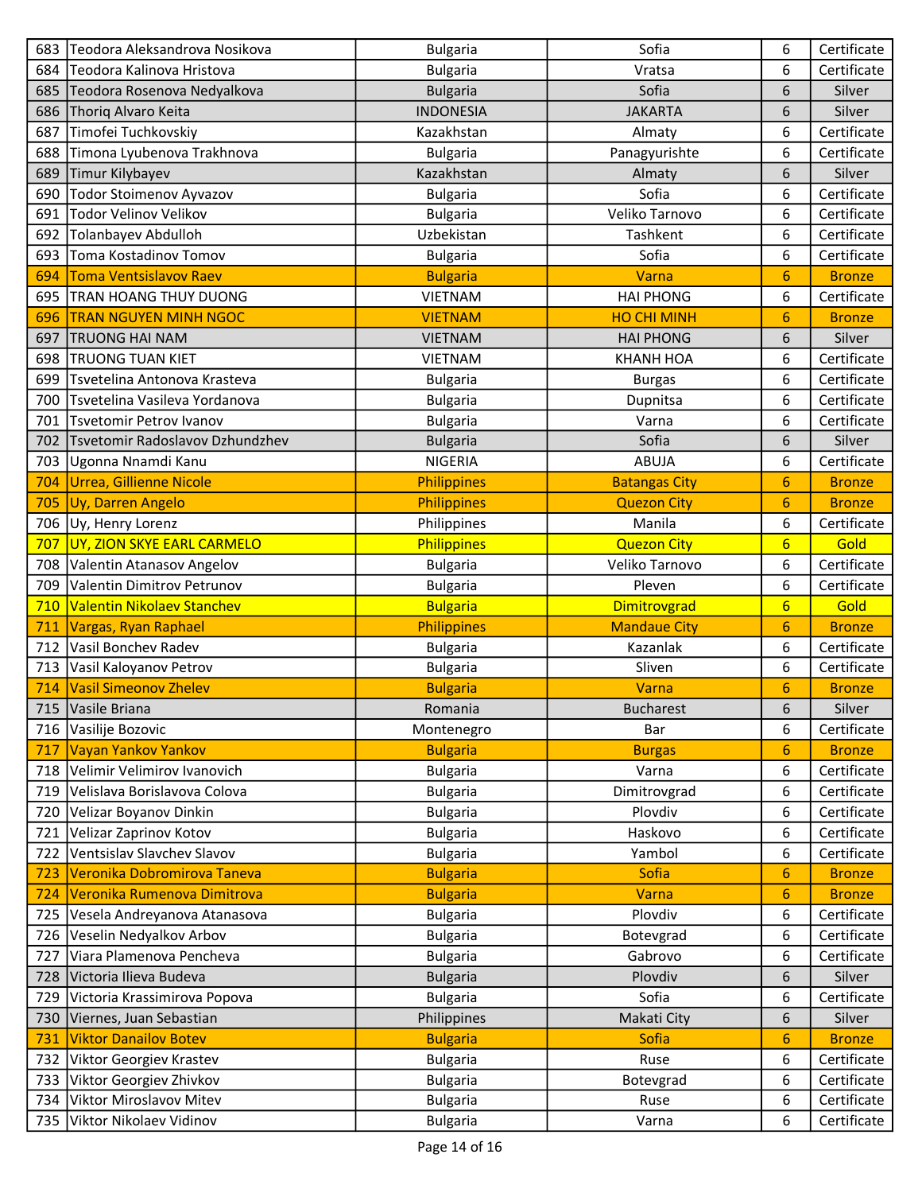| 683 | Teodora Aleksandrova Nosikova | Bulgaria | Sofia | 6 | Certificate |
|---|---|---|---|---|---|
| 684 | Teodora Kalinova Hristova | Bulgaria | Vratsa | 6 | Certificate |
| 685 | Teodora Rosenova Nedyalkova | Bulgaria | Sofia | 6 | Silver |
| 686 | Thoriq Alvaro Keita | INDONESIA | JAKARTA | 6 | Silver |
| 687 | Timofei Tuchkovskiy | Kazakhstan | Almaty | 6 | Certificate |
| 688 | Timona Lyubenova Trakhnova | Bulgaria | Panagyurishte | 6 | Certificate |
| 689 | Timur Kilybayev | Kazakhstan | Almaty | 6 | Silver |
| 690 | Todor Stoimenov Ayvazov | Bulgaria | Sofia | 6 | Certificate |
| 691 | Todor Velinov Velikov | Bulgaria | Veliko Tarnovo | 6 | Certificate |
| 692 | Tolanbayev Abdulloh | Uzbekistan | Tashkent | 6 | Certificate |
| 693 | Toma Kostadinov Tomov | Bulgaria | Sofia | 6 | Certificate |
| 694 | Toma Ventsislavov Raev | Bulgaria | Varna | 6 | Bronze |
| 695 | TRAN HOANG THUY DUONG | VIETNAM | HAI PHONG | 6 | Certificate |
| 696 | TRAN NGUYEN MINH NGOC | VIETNAM | HO CHI MINH | 6 | Bronze |
| 697 | TRUONG HAI NAM | VIETNAM | HAI PHONG | 6 | Silver |
| 698 | TRUONG TUAN KIET | VIETNAM | KHANH HOA | 6 | Certificate |
| 699 | Tsvetelina Antonova Krasteva | Bulgaria | Burgas | 6 | Certificate |
| 700 | Tsvetelina Vasileva Yordanova | Bulgaria | Dupnitsa | 6 | Certificate |
| 701 | Tsvetomir Petrov Ivanov | Bulgaria | Varna | 6 | Certificate |
| 702 | Tsvetomir Radoslavov Dzhundzhev | Bulgaria | Sofia | 6 | Silver |
| 703 | Ugonna Nnamdi Kanu | NIGERIA | ABUJA | 6 | Certificate |
| 704 | Urrea, Gillienne Nicole | Philippines | Batangas City | 6 | Bronze |
| 705 | Uy, Darren Angelo | Philippines | Quezon City | 6 | Bronze |
| 706 | Uy, Henry Lorenz | Philippines | Manila | 6 | Certificate |
| 707 | UY, ZION SKYE EARL CARMELO | Philippines | Quezon City | 6 | Gold |
| 708 | Valentin Atanasov Angelov | Bulgaria | Veliko Tarnovo | 6 | Certificate |
| 709 | Valentin Dimitrov Petrunov | Bulgaria | Pleven | 6 | Certificate |
| 710 | Valentin Nikolaev Stanchev | Bulgaria | Dimitrovgrad | 6 | Gold |
| 711 | Vargas, Ryan Raphael | Philippines | Mandaue City | 6 | Bronze |
| 712 | Vasil Bonchev Radev | Bulgaria | Kazanlak | 6 | Certificate |
| 713 | Vasil Kaloyanov Petrov | Bulgaria | Sliven | 6 | Certificate |
| 714 | Vasil Simeonov Zhelev | Bulgaria | Varna | 6 | Bronze |
| 715 | Vasile Briana | Romania | Bucharest | 6 | Silver |
| 716 | Vasilije Bozovic | Montenegro | Bar | 6 | Certificate |
| 717 | Vayan Yankov Yankov | Bulgaria | Burgas | 6 | Bronze |
| 718 | Velimir Velimirov Ivanovich | Bulgaria | Varna | 6 | Certificate |
| 719 | Velislava Borislavova Colova | Bulgaria | Dimitrovgrad | 6 | Certificate |
| 720 | Velizar Boyanov Dinkin | Bulgaria | Plovdiv | 6 | Certificate |
| 721 | Velizar Zaprinov Kotov | Bulgaria | Haskovo | 6 | Certificate |
| 722 | Ventsislav Slavchev Slavov | Bulgaria | Yambol | 6 | Certificate |
| 723 | Veronika Dobromirova Taneva | Bulgaria | Sofia | 6 | Bronze |
| 724 | Veronika Rumenova Dimitrova | Bulgaria | Varna | 6 | Bronze |
| 725 | Vesela Andreyanova Atanasova | Bulgaria | Plovdiv | 6 | Certificate |
| 726 | Veselin Nedyalkov Arbov | Bulgaria | Botevgrad | 6 | Certificate |
| 727 | Viara Plamenova Pencheva | Bulgaria | Gabrovo | 6 | Certificate |
| 728 | Victoria Ilieva Budeva | Bulgaria | Plovdiv | 6 | Silver |
| 729 | Victoria Krassimirova Popova | Bulgaria | Sofia | 6 | Certificate |
| 730 | Viernes, Juan Sebastian | Philippines | Makati City | 6 | Silver |
| 731 | Viktor Danailov Botev | Bulgaria | Sofia | 6 | Bronze |
| 732 | Viktor Georgiev Krastev | Bulgaria | Ruse | 6 | Certificate |
| 733 | Viktor Georgiev Zhivkov | Bulgaria | Botevgrad | 6 | Certificate |
| 734 | Viktor Miroslavov Mitev | Bulgaria | Ruse | 6 | Certificate |
| 735 | Viktor Nikolaev Vidinov | Bulgaria | Varna | 6 | Certificate |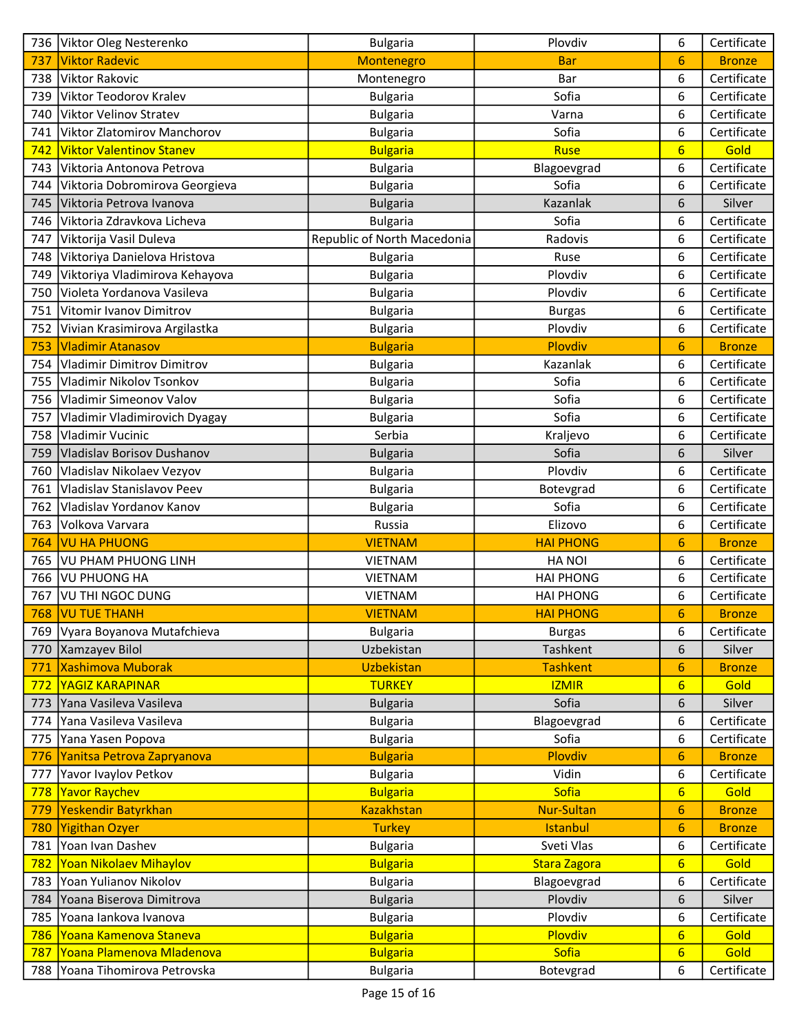| 736 | Viktor Oleg Nesterenko | Bulgaria | Plovdiv | 6 | Certificate |
|---|---|---|---|---|---|
| 737 | Viktor Radevic | Montenegro | Bar | 6 | Bronze |
| 738 | Viktor Rakovic | Montenegro | Bar | 6 | Certificate |
| 739 | Viktor Teodorov Kralev | Bulgaria | Sofia | 6 | Certificate |
| 740 | Viktor Velinov Stratev | Bulgaria | Varna | 6 | Certificate |
| 741 | Viktor Zlatomirov Manchorov | Bulgaria | Sofia | 6 | Certificate |
| 742 | Viktor Valentinov Stanev | Bulgaria | Ruse | 6 | Gold |
| 743 | Viktoria Antonova Petrova | Bulgaria | Blagoevgrad | 6 | Certificate |
| 744 | Viktoria Dobromirova Georgieva | Bulgaria | Sofia | 6 | Certificate |
| 745 | Viktoria Petrova Ivanova | Bulgaria | Kazanlak | 6 | Silver |
| 746 | Viktoria Zdravkova Licheva | Bulgaria | Sofia | 6 | Certificate |
| 747 | Viktorija Vasil Duleva | Republic of North Macedonia | Radovis | 6 | Certificate |
| 748 | Viktoriya Danielova Hristova | Bulgaria | Ruse | 6 | Certificate |
| 749 | Viktoriya Vladimirova Kehayova | Bulgaria | Plovdiv | 6 | Certificate |
| 750 | Violeta Yordanova Vasileva | Bulgaria | Plovdiv | 6 | Certificate |
| 751 | Vitomir Ivanov Dimitrov | Bulgaria | Burgas | 6 | Certificate |
| 752 | Vivian Krasimirova Argilastka | Bulgaria | Plovdiv | 6 | Certificate |
| 753 | Vladimir Atanasov | Bulgaria | Plovdiv | 6 | Bronze |
| 754 | Vladimir Dimitrov Dimitrov | Bulgaria | Kazanlak | 6 | Certificate |
| 755 | Vladimir Nikolov Tsonkov | Bulgaria | Sofia | 6 | Certificate |
| 756 | Vladimir Simeonov Valov | Bulgaria | Sofia | 6 | Certificate |
| 757 | Vladimir Vladimirovich Dyagay | Bulgaria | Sofia | 6 | Certificate |
| 758 | Vladimir Vucinic | Serbia | Kraljevo | 6 | Certificate |
| 759 | Vladislav Borisov Dushanov | Bulgaria | Sofia | 6 | Silver |
| 760 | Vladislav Nikolaev Vezyov | Bulgaria | Plovdiv | 6 | Certificate |
| 761 | Vladislav Stanislavov Peev | Bulgaria | Botevgrad | 6 | Certificate |
| 762 | Vladislav Yordanov Kanov | Bulgaria | Sofia | 6 | Certificate |
| 763 | Volkova Varvara | Russia | Elizovo | 6 | Certificate |
| 764 | VU HA PHUONG | VIETNAM | HAI PHONG | 6 | Bronze |
| 765 | VU PHAM PHUONG LINH | VIETNAM | HA NOI | 6 | Certificate |
| 766 | VU PHUONG HA | VIETNAM | HAI PHONG | 6 | Certificate |
| 767 | VU THI NGOC DUNG | VIETNAM | HAI PHONG | 6 | Certificate |
| 768 | VU TUE THANH | VIETNAM | HAI PHONG | 6 | Bronze |
| 769 | Vyara Boyanova Mutafchieva | Bulgaria | Burgas | 6 | Certificate |
| 770 | Xamzayev Bilol | Uzbekistan | Tashkent | 6 | Silver |
| 771 | Xashimova Muborak | Uzbekistan | Tashkent | 6 | Bronze |
| 772 | YAGIZ KARAPINAR | TURKEY | IZMIR | 6 | Gold |
| 773 | Yana Vasileva Vasileva | Bulgaria | Sofia | 6 | Silver |
| 774 | Yana Vasileva Vasileva | Bulgaria | Blagoevgrad | 6 | Certificate |
| 775 | Yana Yasen Popova | Bulgaria | Sofia | 6 | Certificate |
| 776 | Yanitsa Petrova Zapryanova | Bulgaria | Plovdiv | 6 | Bronze |
| 777 | Yavor Ivaylov Petkov | Bulgaria | Vidin | 6 | Certificate |
| 778 | Yavor Raychev | Bulgaria | Sofia | 6 | Gold |
| 779 | Yeskendir Batyrkhan | Kazakhstan | Nur-Sultan | 6 | Bronze |
| 780 | Yigithan Ozyer | Turkey | Istanbul | 6 | Bronze |
| 781 | Yoan Ivan Dashev | Bulgaria | Sveti Vlas | 6 | Certificate |
| 782 | Yoan Nikolaev Mihaylov | Bulgaria | Stara Zagora | 6 | Gold |
| 783 | Yoan Yulianov Nikolov | Bulgaria | Blagoevgrad | 6 | Certificate |
| 784 | Yoana Biserova Dimitrova | Bulgaria | Plovdiv | 6 | Silver |
| 785 | Yoana Iankova Ivanova | Bulgaria | Plovdiv | 6 | Certificate |
| 786 | Yoana Kamenova Staneva | Bulgaria | Plovdiv | 6 | Gold |
| 787 | Yoana Plamenova Mladenova | Bulgaria | Sofia | 6 | Gold |
| 788 | Yoana Tihomirova Petrovska | Bulgaria | Botevgrad | 6 | Certificate |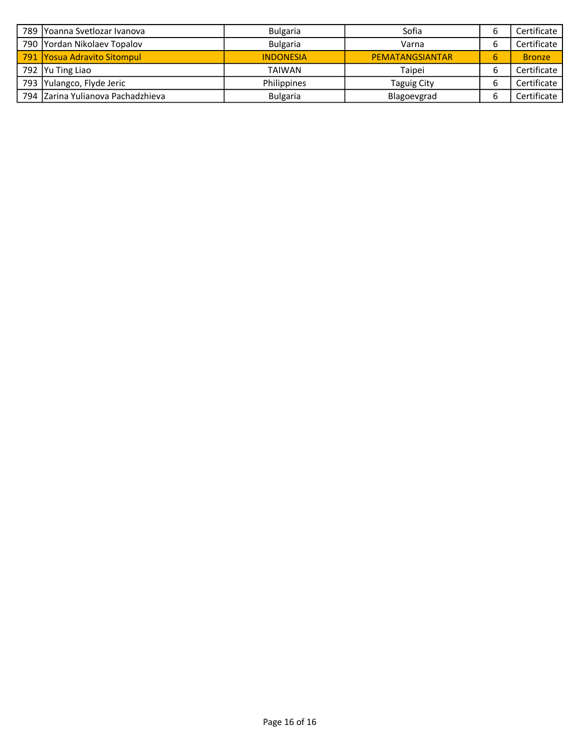| | | | | | |
|---|---|---|---|---|---|
| 789 | Yoanna Svetlozar Ivanova | Bulgaria | Sofia | 6 | Certificate |
| 790 | Yordan Nikolaev Topalov | Bulgaria | Varna | 6 | Certificate |
| 791 | Yosua Adravito Sitompul | INDONESIA | PEMATANGSIANTAR | 6 | Bronze |
| 792 | Yu Ting Liao | TAIWAN | Taipei | 6 | Certificate |
| 793 | Yulangco, Flyde Jeric | Philippines | Taguig City | 6 | Certificate |
| 794 | Zarina Yulianova Pachadzhieva | Bulgaria | Blagoevgrad | 6 | Certificate |